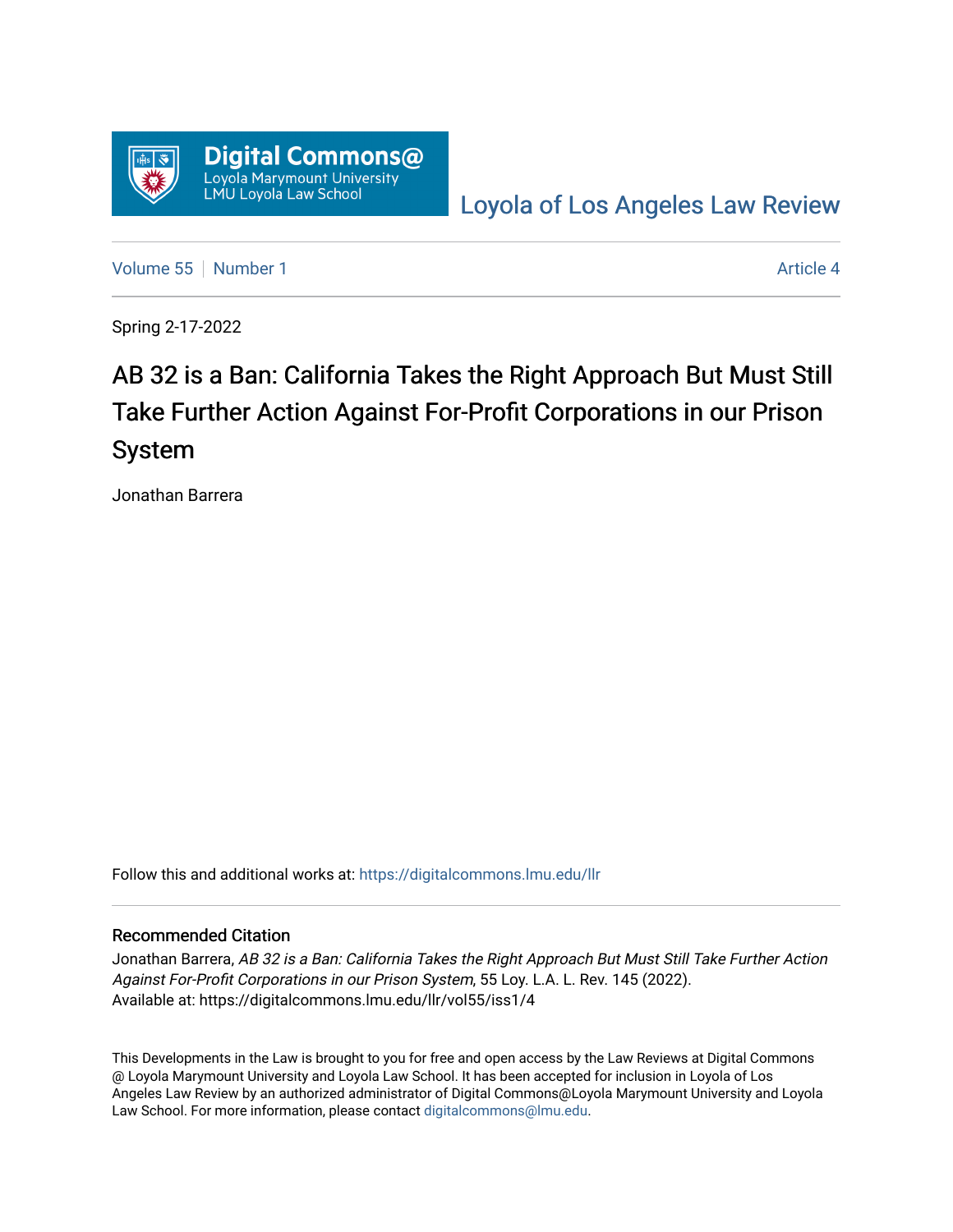Digital Commons@
Loyola Marymount University
LMU Loyola Law School

Loyola of Los Angeles Law Review

Volume 55 | Number 1 | Article 4

Spring 2-17-2022

# AB 32 is a Ban: California Takes the Right Approach But Must Still Take Further Action Against For-Profit Corporations in our Prison System

Jonathan Barrera

Follow this and additional works at: https://digitalcommons.lmu.edu/llr

### Recommended Citation

Jonathan Barrera, *AB 32 is a Ban: California Takes the Right Approach But Must Still Take Further Action Against For-Profit Corporations in our Prison System*, 55 Loy. L.A. L. Rev. 145 (2022).
Available at: https://digitalcommons.lmu.edu/llr/vol55/iss1/4

This Developments in the Law is brought to you for free and open access by the Law Reviews at Digital Commons @ Loyola Marymount University and Loyola Law School. It has been accepted for inclusion in Loyola of Los Angeles Law Review by an authorized administrator of Digital Commons@Loyola Marymount University and Loyola Law School. For more information, please contact digitalcommons@lmu.edu.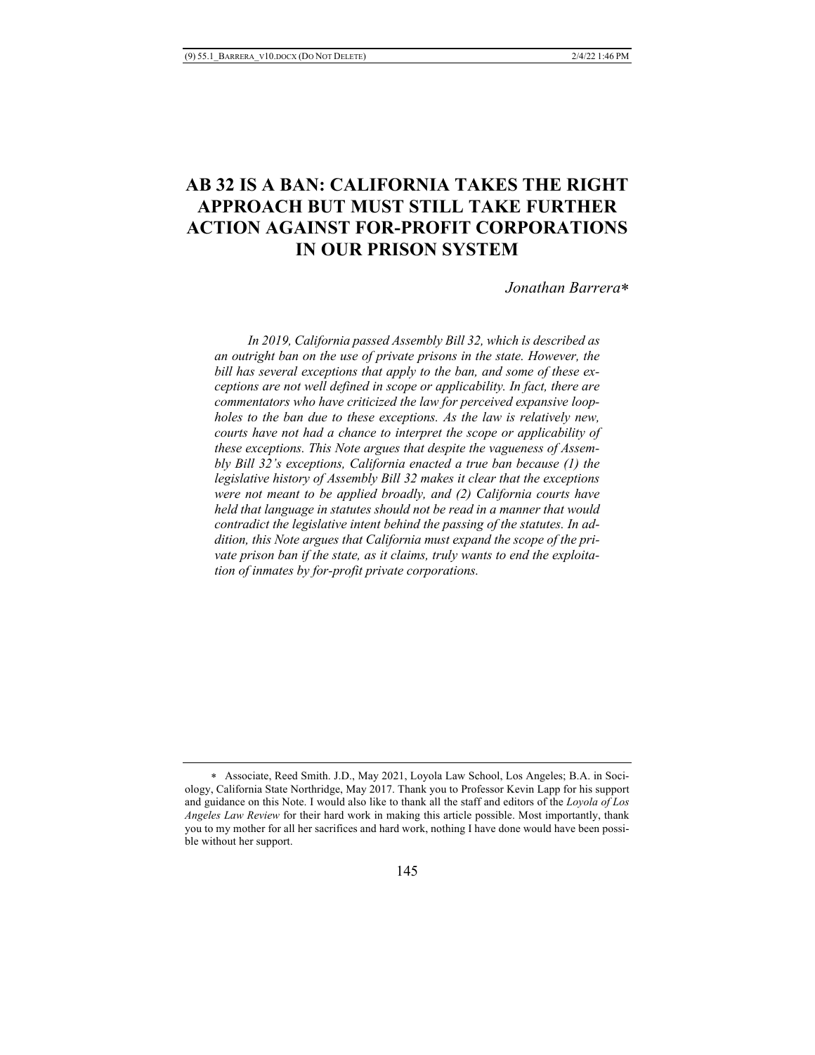# AB 32 IS A BAN: CALIFORNIA TAKES THE RIGHT APPROACH BUT MUST STILL TAKE FURTHER ACTION AGAINST FOR-PROFIT CORPORATIONS IN OUR PRISON SYSTEM

*Jonathan Barrera*[*]

*In 2019, California passed Assembly Bill 32, which is described as an outright ban on the use of private prisons in the state. However, the bill has several exceptions that apply to the ban, and some of these exceptions are not well defined in scope or applicability. In fact, there are commentators who have criticized the law for perceived expansive loopholes to the ban due to these exceptions. As the law is relatively new, courts have not had a chance to interpret the scope or applicability of these exceptions. This Note argues that despite the vagueness of Assembly Bill 32's exceptions, California enacted a true ban because (1) the legislative history of Assembly Bill 32 makes it clear that the exceptions were not meant to be applied broadly, and (2) California courts have held that language in statutes should not be read in a manner that would contradict the legislative intent behind the passing of the statutes. In addition, this Note argues that California must expand the scope of the private prison ban if the state, as it claims, truly wants to end the exploitation of inmates by for-profit private corporations.*

---

[*] Associate, Reed Smith. J.D., May 2021, Loyola Law School, Los Angeles; B.A. in Sociology, California State Northridge, May 2017. Thank you to Professor Kevin Lapp for his support and guidance on this Note. I would also like to thank all the staff and editors of the *Loyola of Los Angeles Law Review* for their hard work in making this article possible. Most importantly, thank you to my mother for all her sacrifices and hard work, nothing I have done would have been possible without her support.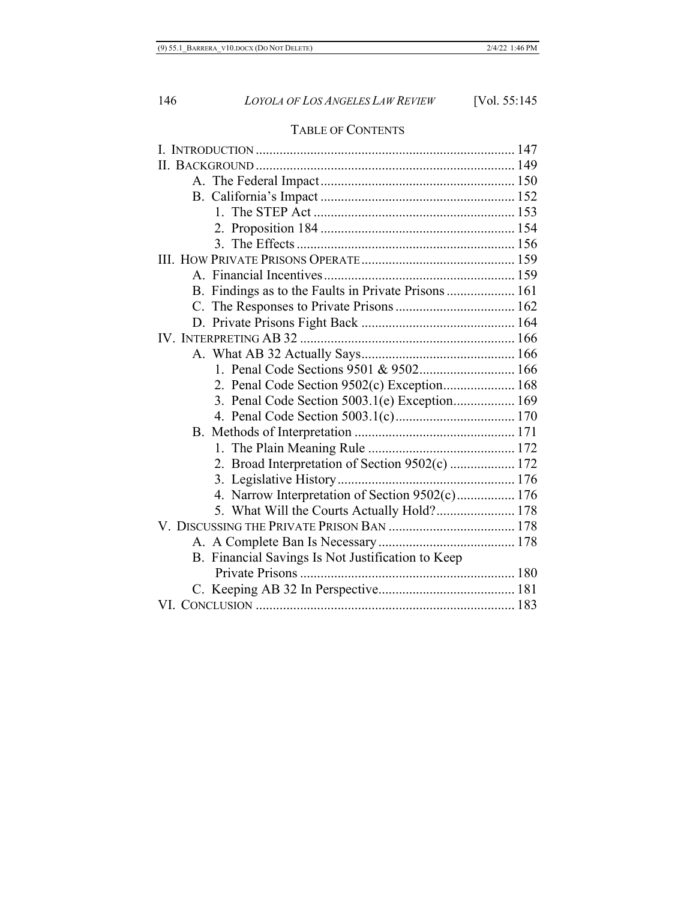## TABLE OF CONTENTS

- I. INTRODUCTION ........................................................................... 147
- II. BACKGROUND ........................................................................... 149
  - A. The Federal Impact ......................................................... 150
  - B. California's Impact ......................................................... 152
    - 1. The STEP Act ........................................................... 153
    - 2. Proposition 184 ......................................................... 154
    - 3. The Effects ............................................................... 156
- III. HOW PRIVATE PRISONS OPERATE ............................................. 159
  - A. Financial Incentives ........................................................ 159
  - B. Findings as to the Faults in Private Prisons .................... 161
  - C. The Responses to Private Prisons ................................... 162
  - D. Private Prisons Fight Back ............................................. 164
- IV. INTERPRETING AB 32 ............................................................... 166
  - A. What AB 32 Actually Says ............................................. 166
    - 1. Penal Code Sections 9501 & 9502 ............................ 166
    - 2. Penal Code Section 9502(c) Exception ..................... 168
    - 3. Penal Code Section 5003.1(e) Exception .................. 169
    - 4. Penal Code Section 5003.1(c) ................................... 170
  - B. Methods of Interpretation ............................................... 171
    - 1. The Plain Meaning Rule ........................................... 172
    - 2. Broad Interpretation of Section 9502(c) ................... 172
    - 3. Legislative History ................................................... 176
    - 4. Narrow Interpretation of Section 9502(c) ................. 176
    - 5. What Will the Courts Actually Hold? ....................... 178
- V. DISCUSSING THE PRIVATE PRISON BAN ..................................... 178
  - A. A Complete Ban Is Necessary ........................................ 178
  - B. Financial Savings Is Not Justification to Keep Private Prisons ............................................................... 180
  - C. Keeping AB 32 In Perspective ........................................ 181
- VI. CONCLUSION ........................................................................... 183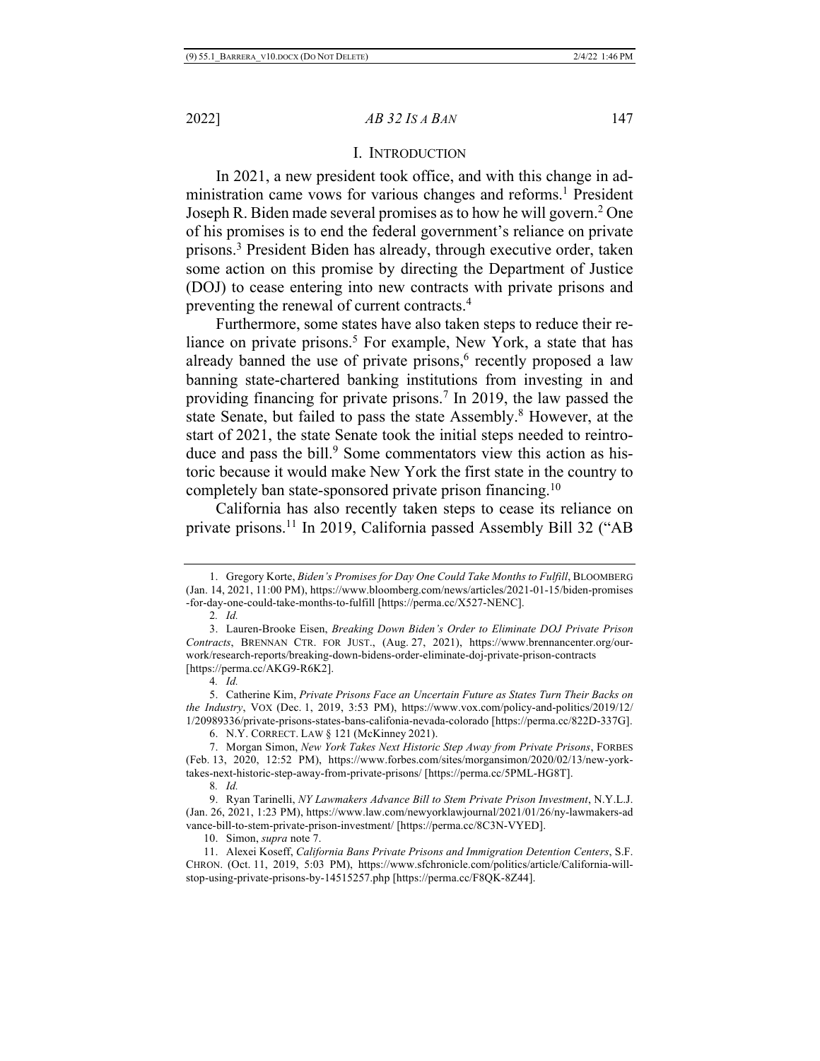## I. INTRODUCTION

In 2021, a new president took office, and with this change in administration came vows for various changes and reforms.[1] President Joseph R. Biden made several promises as to how he will govern.[2] One of his promises is to end the federal government's reliance on private prisons.[3] President Biden has already, through executive order, taken some action on this promise by directing the Department of Justice (DOJ) to cease entering into new contracts with private prisons and preventing the renewal of current contracts.[4]

Furthermore, some states have also taken steps to reduce their reliance on private prisons.[5] For example, New York, a state that has already banned the use of private prisons,[6] recently proposed a law banning state-chartered banking institutions from investing in and providing financing for private prisons.[7] In 2019, the law passed the state Senate, but failed to pass the state Assembly.[8] However, at the start of 2021, the state Senate took the initial steps needed to reintroduce and pass the bill.[9] Some commentators view this action as historic because it would make New York the first state in the country to completely ban state-sponsored private prison financing.[10]

California has also recently taken steps to cease its reliance on private prisons.[11] In 2019, California passed Assembly Bill 32 ("AB

---

1. Gregory Korte, *Biden's Promises for Day One Could Take Months to Fulfill*, BLOOMBERG (Jan. 14, 2021, 11:00 PM), https://www.bloomberg.com/news/articles/2021-01-15/biden-promises-for-day-one-could-take-months-to-fulfill [https://perma.cc/X527-NENC].

2. *Id.*

3. Lauren-Brooke Eisen, *Breaking Down Biden's Order to Eliminate DOJ Private Prison Contracts*, BRENNAN CTR. FOR JUST., (Aug. 27, 2021), https://www.brennancenter.org/our-work/research-reports/breaking-down-bidens-order-eliminate-doj-private-prison-contracts [https://perma.cc/AKG9-R6K2].

4. *Id.*

5. Catherine Kim, *Private Prisons Face an Uncertain Future as States Turn Their Backs on the Industry*, VOX (Dec. 1, 2019, 3:53 PM), https://www.vox.com/policy-and-politics/2019/12/1/20989336/private-prisons-states-bans-califonia-nevada-colorado [https://perma.cc/822D-337G].

6. N.Y. CORRECT. LAW § 121 (McKinney 2021).

7. Morgan Simon, *New York Takes Next Historic Step Away from Private Prisons*, FORBES (Feb. 13, 2020, 12:52 PM), https://www.forbes.com/sites/morgansimon/2020/02/13/new-york-takes-next-historic-step-away-from-private-prisons/ [https://perma.cc/5PML-HG8T].

8. *Id.*

9. Ryan Tarinelli, *NY Lawmakers Advance Bill to Stem Private Prison Investment*, N.Y.L.J. (Jan. 26, 2021, 1:23 PM), https://www.law.com/newyorklawjournal/2021/01/26/ny-lawmakers-advance-bill-to-stem-private-prison-investment/ [https://perma.cc/8C3N-VYED].

10. Simon, *supra* note 7.

11. Alexei Koseff, *California Bans Private Prisons and Immigration Detention Centers*, S.F. CHRON. (Oct. 11, 2019, 5:03 PM), https://www.sfchronicle.com/politics/article/California-will-stop-using-private-prisons-by-14515257.php [https://perma.cc/F8QK-8Z44].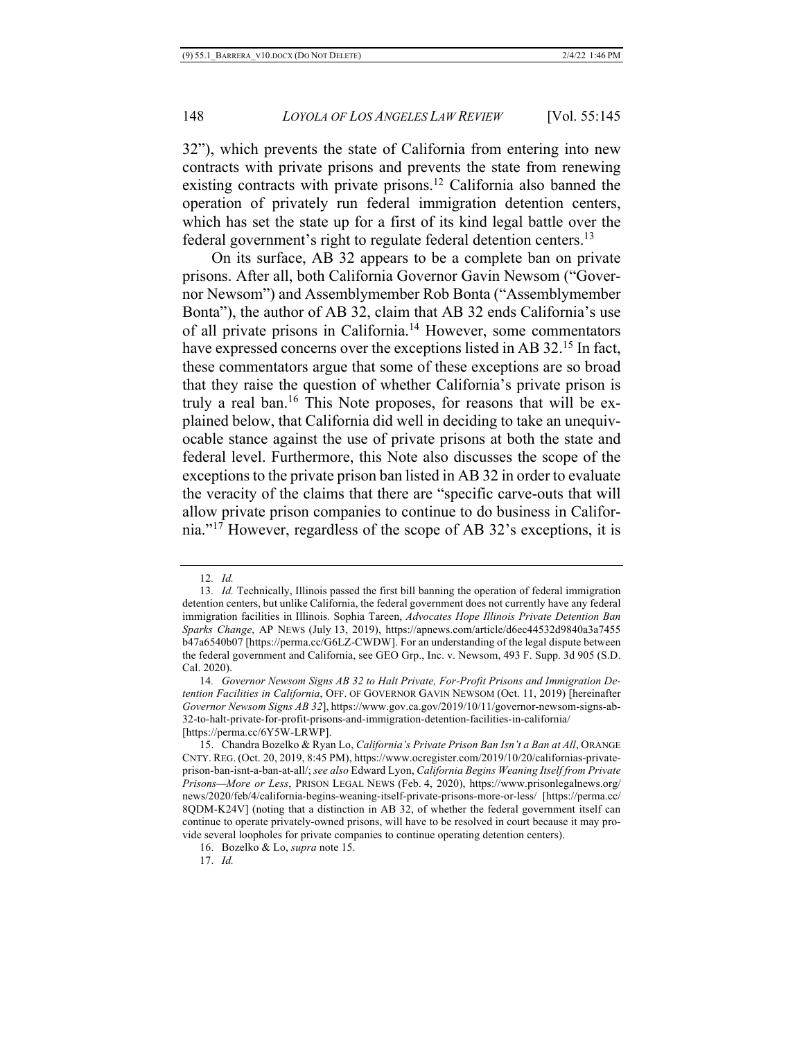32"), which prevents the state of California from entering into new contracts with private prisons and prevents the state from renewing existing contracts with private prisons.[12] California also banned the operation of privately run federal immigration detention centers, which has set the state up for a first of its kind legal battle over the federal government's right to regulate federal detention centers.[13]

On its surface, AB 32 appears to be a complete ban on private prisons. After all, both California Governor Gavin Newsom ("Governor Newsom") and Assemblymember Rob Bonta ("Assemblymember Bonta"), the author of AB 32, claim that AB 32 ends California's use of all private prisons in California.[14] However, some commentators have expressed concerns over the exceptions listed in AB 32.[15] In fact, these commentators argue that some of these exceptions are so broad that they raise the question of whether California's private prison is truly a real ban.[16] This Note proposes, for reasons that will be explained below, that California did well in deciding to take an unequivocable stance against the use of private prisons at both the state and federal level. Furthermore, this Note also discusses the scope of the exceptions to the private prison ban listed in AB 32 in order to evaluate the veracity of the claims that there are "specific carve-outs that will allow private prison companies to continue to do business in California."[17] However, regardless of the scope of AB 32's exceptions, it is

---

12. *Id.*

13. *Id.* Technically, Illinois passed the first bill banning the operation of federal immigration detention centers, but unlike California, the federal government does not currently have any federal immigration facilities in Illinois. Sophia Tareen, *Advocates Hope Illinois Private Detention Ban Sparks Change*, AP NEWS (July 13, 2019), https://apnews.com/article/d6ec44532d9840a3a7455b47a6540b07 [https://perma.cc/G6LZ-CWDW]. For an understanding of the legal dispute between the federal government and California, see GEO Grp., Inc. v. Newsom, 493 F. Supp. 3d 905 (S.D. Cal. 2020).

14. *Governor Newsom Signs AB 32 to Halt Private, For-Profit Prisons and Immigration Detention Facilities in California*, OFF. OF GOVERNOR GAVIN NEWSOM (Oct. 11, 2019) [hereinafter *Governor Newsom Signs AB 32*], https://www.gov.ca.gov/2019/10/11/governor-newsom-signs-ab-32-to-halt-private-for-profit-prisons-and-immigration-detention-facilities-in-california/ [https://perma.cc/6Y5W-LRWP].

15. Chandra Bozelko & Ryan Lo, *California's Private Prison Ban Isn't a Ban at All*, ORANGE CNTY. REG. (Oct. 20, 2019, 8:45 PM), https://www.ocregister.com/2019/10/20/californias-private-prison-ban-isnt-a-ban-at-all/; *see also* Edward Lyon, *California Begins Weaning Itself from Private Prisons—More or Less*, PRISON LEGAL NEWS (Feb. 4, 2020), https://www.prisonlegalnews.org/news/2020/feb/4/california-begins-weaning-itself-private-prisons-more-or-less/ [https://perma.cc/8QDM-K24V] (noting that a distinction in AB 32, of whether the federal government itself can continue to operate privately-owned prisons, will have to be resolved in court because it may provide several loopholes for private companies to continue operating detention centers).

16. Bozelko & Lo, *supra* note 15.

17. *Id.*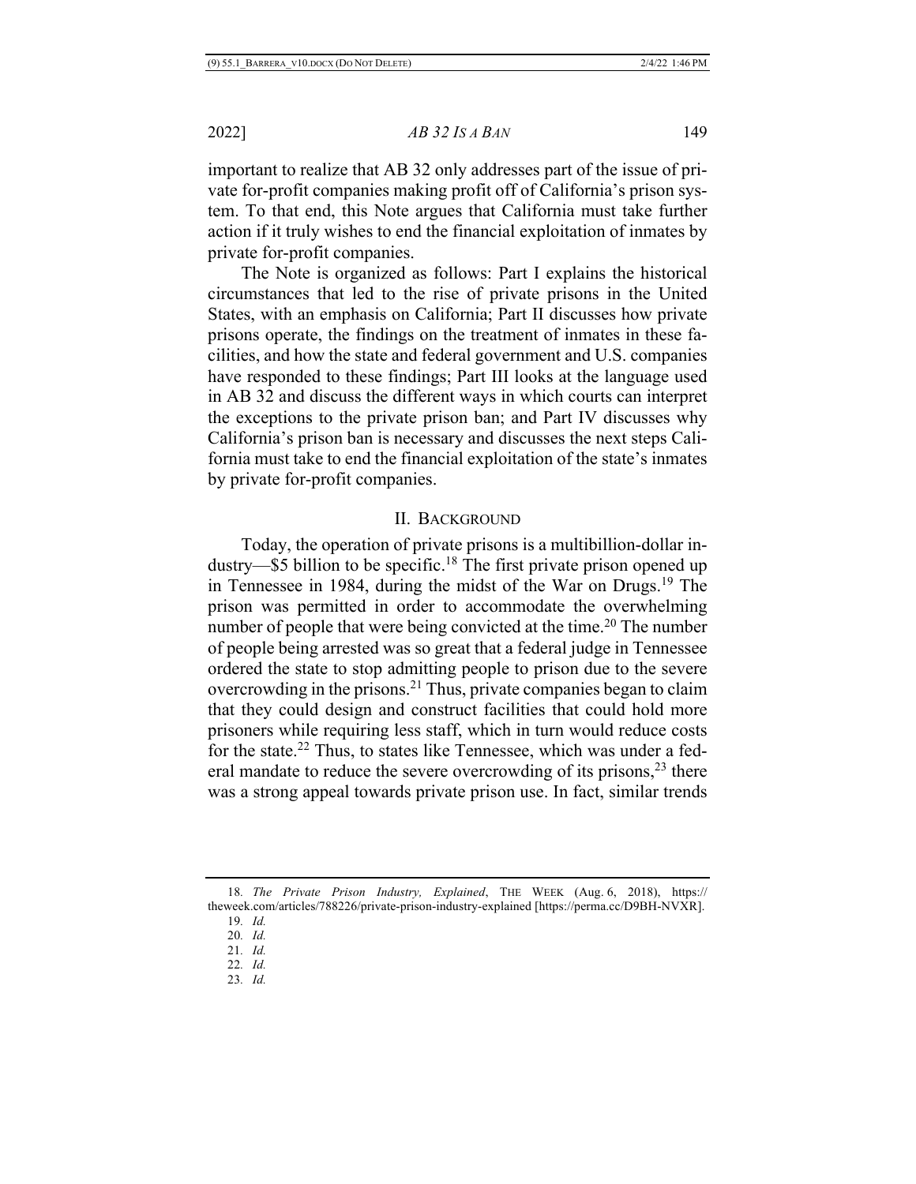important to realize that AB 32 only addresses part of the issue of private for-profit companies making profit off of California's prison system. To that end, this Note argues that California must take further action if it truly wishes to end the financial exploitation of inmates by private for-profit companies.

The Note is organized as follows: Part I explains the historical circumstances that led to the rise of private prisons in the United States, with an emphasis on California; Part II discusses how private prisons operate, the findings on the treatment of inmates in these facilities, and how the state and federal government and U.S. companies have responded to these findings; Part III looks at the language used in AB 32 and discuss the different ways in which courts can interpret the exceptions to the private prison ban; and Part IV discusses why California's prison ban is necessary and discusses the next steps California must take to end the financial exploitation of the state's inmates by private for-profit companies.

## II. BACKGROUND

Today, the operation of private prisons is a multibillion-dollar industry—$5 billion to be specific.[18] The first private prison opened up in Tennessee in 1984, during the midst of the War on Drugs.[19] The prison was permitted in order to accommodate the overwhelming number of people that were being convicted at the time.[20] The number of people being arrested was so great that a federal judge in Tennessee ordered the state to stop admitting people to prison due to the severe overcrowding in the prisons.[21] Thus, private companies began to claim that they could design and construct facilities that could hold more prisoners while requiring less staff, which in turn would reduce costs for the state.[22] Thus, to states like Tennessee, which was under a federal mandate to reduce the severe overcrowding of its prisons,[23] there was a strong appeal towards private prison use. In fact, similar trends

---

18. *The Private Prison Industry, Explained*, THE WEEK (Aug. 6, 2018), https://theweek.com/articles/788226/private-prison-industry-explained [https://perma.cc/D9BH-NVXR].

19. *Id.*

20. *Id.*

21. *Id.*

22. *Id.*

23. *Id.*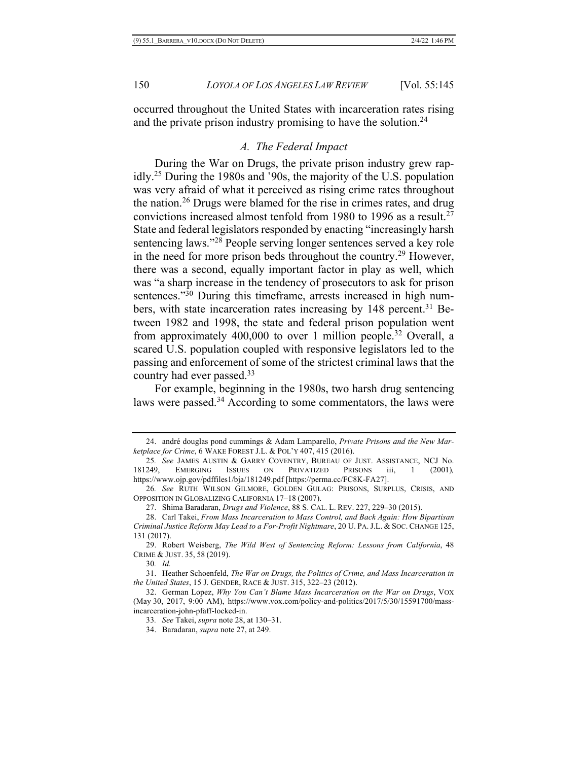occurred throughout the United States with incarceration rates rising and the private prison industry promising to have the solution.[24]

### *A. The Federal Impact*

During the War on Drugs, the private prison industry grew rapidly.[25] During the 1980s and '90s, the majority of the U.S. population was very afraid of what it perceived as rising crime rates throughout the nation.[26] Drugs were blamed for the rise in crimes rates, and drug convictions increased almost tenfold from 1980 to 1996 as a result.[27] State and federal legislators responded by enacting "increasingly harsh sentencing laws."[28] People serving longer sentences served a key role in the need for more prison beds throughout the country.[29] However, there was a second, equally important factor in play as well, which was "a sharp increase in the tendency of prosecutors to ask for prison sentences."[30] During this timeframe, arrests increased in high numbers, with state incarceration rates increasing by 148 percent.[31] Between 1982 and 1998, the state and federal prison population went from approximately 400,000 to over 1 million people.[32] Overall, a scared U.S. population coupled with responsive legislators led to the passing and enforcement of some of the strictest criminal laws that the country had ever passed.[33]

For example, beginning in the 1980s, two harsh drug sentencing laws were passed.[34] According to some commentators, the laws were

---

24. andré douglas pond cummings & Adam Lamparello, *Private Prisons and the New Marketplace for Crime*, 6 WAKE FOREST J.L. & POL'Y 407, 415 (2016).

25. *See* JAMES AUSTIN & GARRY COVENTRY, BUREAU OF JUST. ASSISTANCE, NCJ No. 181249, EMERGING ISSUES ON PRIVATIZED PRISONS iii, 1 (2001), https://www.ojp.gov/pdffiles1/bja/181249.pdf [https://perma.cc/FC8K-FA27].

26. *See* RUTH WILSON GILMORE, GOLDEN GULAG: PRISONS, SURPLUS, CRISIS, AND OPPOSITION IN GLOBALIZING CALIFORNIA 17–18 (2007).

27. Shima Baradaran, *Drugs and Violence*, 88 S. CAL. L. REV. 227, 229–30 (2015).

28. Carl Takei, *From Mass Incarceration to Mass Control, and Back Again: How Bipartisan Criminal Justice Reform May Lead to a For-Profit Nightmare*, 20 U. PA. J.L. & SOC. CHANGE 125, 131 (2017).

29. Robert Weisberg, *The Wild West of Sentencing Reform: Lessons from California*, 48 CRIME & JUST. 35, 58 (2019).

30. *Id.*

31. Heather Schoenfeld, *The War on Drugs, the Politics of Crime, and Mass Incarceration in the United States*, 15 J. GENDER, RACE & JUST. 315, 322–23 (2012).

32. German Lopez, *Why You Can't Blame Mass Incarceration on the War on Drugs*, VOX (May 30, 2017, 9:00 AM), https://www.vox.com/policy-and-politics/2017/5/30/15591700/mass-incarceration-john-pfaff-locked-in.

33. *See* Takei, *supra* note 28, at 130–31.

34. Baradaran, *supra* note 27, at 249.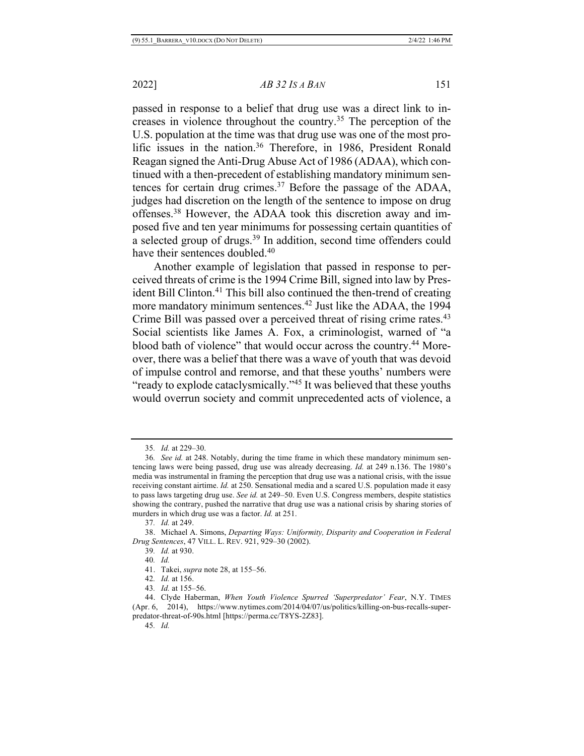passed in response to a belief that drug use was a direct link to increases in violence throughout the country.[35] The perception of the U.S. population at the time was that drug use was one of the most prolific issues in the nation.[36] Therefore, in 1986, President Ronald Reagan signed the Anti-Drug Abuse Act of 1986 (ADAA), which continued with a then-precedent of establishing mandatory minimum sentences for certain drug crimes.[37] Before the passage of the ADAA, judges had discretion on the length of the sentence to impose on drug offenses.[38] However, the ADAA took this discretion away and imposed five and ten year minimums for possessing certain quantities of a selected group of drugs.[39] In addition, second time offenders could have their sentences doubled.[40]

Another example of legislation that passed in response to perceived threats of crime is the 1994 Crime Bill, signed into law by President Bill Clinton.[41] This bill also continued the then-trend of creating more mandatory minimum sentences.[42] Just like the ADAA, the 1994 Crime Bill was passed over a perceived threat of rising crime rates.[43] Social scientists like James A. Fox, a criminologist, warned of "a blood bath of violence" that would occur across the country.[44] Moreover, there was a belief that there was a wave of youth that was devoid of impulse control and remorse, and that these youths' numbers were "ready to explode cataclysmically."[45] It was believed that these youths would overrun society and commit unprecedented acts of violence, a

---

35. *Id.* at 229–30.

36. *See id.* at 248. Notably, during the time frame in which these mandatory minimum sentencing laws were being passed, drug use was already decreasing. *Id.* at 249 n.136. The 1980's media was instrumental in framing the perception that drug use was a national crisis, with the issue receiving constant airtime. *Id.* at 250. Sensational media and a scared U.S. population made it easy to pass laws targeting drug use. *See id.* at 249–50. Even U.S. Congress members, despite statistics showing the contrary, pushed the narrative that drug use was a national crisis by sharing stories of murders in which drug use was a factor. *Id.* at 251.

37. *Id.* at 249.

38. Michael A. Simons, *Departing Ways: Uniformity, Disparity and Cooperation in Federal Drug Sentences*, 47 VILL. L. REV. 921, 929–30 (2002).

39. *Id.* at 930.

40. *Id.*

41. Takei, *supra* note 28, at 155–56.

42. *Id.* at 156.

43. *Id.* at 155–56.

44. Clyde Haberman, *When Youth Violence Spurred 'Superpredator' Fear*, N.Y. TIMES (Apr. 6, 2014), https://www.nytimes.com/2014/04/07/us/politics/killing-on-bus-recalls-superpredator-threat-of-90s.html [https://perma.cc/T8YS-2Z83].

45. *Id.*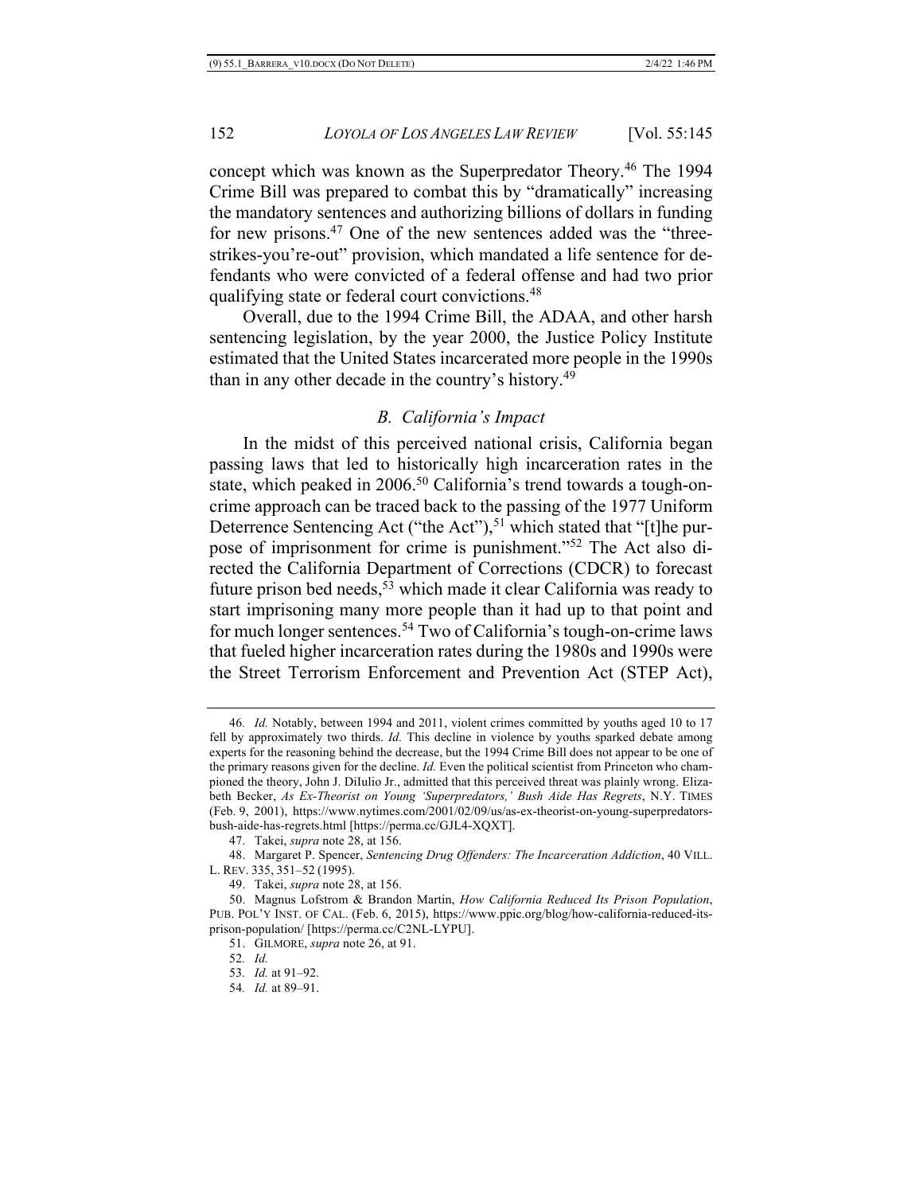concept which was known as the Superpredator Theory.[46] The 1994 Crime Bill was prepared to combat this by "dramatically" increasing the mandatory sentences and authorizing billions of dollars in funding for new prisons.[47] One of the new sentences added was the "three-strikes-you're-out" provision, which mandated a life sentence for defendants who were convicted of a federal offense and had two prior qualifying state or federal court convictions.[48]

Overall, due to the 1994 Crime Bill, the ADAA, and other harsh sentencing legislation, by the year 2000, the Justice Policy Institute estimated that the United States incarcerated more people in the 1990s than in any other decade in the country's history.[49]

### *B. California's Impact*

In the midst of this perceived national crisis, California began passing laws that led to historically high incarceration rates in the state, which peaked in 2006.[50] California's trend towards a tough-on-crime approach can be traced back to the passing of the 1977 Uniform Deterrence Sentencing Act ("the Act"),[51] which stated that "[t]he purpose of imprisonment for crime is punishment."[52] The Act also directed the California Department of Corrections (CDCR) to forecast future prison bed needs,[53] which made it clear California was ready to start imprisoning many more people than it had up to that point and for much longer sentences.[54] Two of California's tough-on-crime laws that fueled higher incarceration rates during the 1980s and 1990s were the Street Terrorism Enforcement and Prevention Act (STEP Act),

---

46. *Id.* Notably, between 1994 and 2011, violent crimes committed by youths aged 10 to 17 fell by approximately two thirds. *Id.* This decline in violence by youths sparked debate among experts for the reasoning behind the decrease, but the 1994 Crime Bill does not appear to be one of the primary reasons given for the decline. *Id.* Even the political scientist from Princeton who championed the theory, John J. DiIulio Jr., admitted that this perceived threat was plainly wrong. Elizabeth Becker, *As Ex-Theorist on Young 'Superpredators,' Bush Aide Has Regrets*, N.Y. TIMES (Feb. 9, 2001), https://www.nytimes.com/2001/02/09/us/as-ex-theorist-on-young-superpredators-bush-aide-has-regrets.html [https://perma.cc/GJL4-XQXT].

47. Takei, *supra* note 28, at 156.

48. Margaret P. Spencer, *Sentencing Drug Offenders: The Incarceration Addiction*, 40 VILL. L. REV. 335, 351–52 (1995).

49. Takei, *supra* note 28, at 156.

50. Magnus Lofstrom & Brandon Martin, *How California Reduced Its Prison Population*, PUB. POL'Y INST. OF CAL. (Feb. 6, 2015), https://www.ppic.org/blog/how-california-reduced-its-prison-population/ [https://perma.cc/C2NL-LYPU].

51. GILMORE, *supra* note 26, at 91.

52. *Id.*

53. *Id.* at 91–92.

54. *Id.* at 89–91.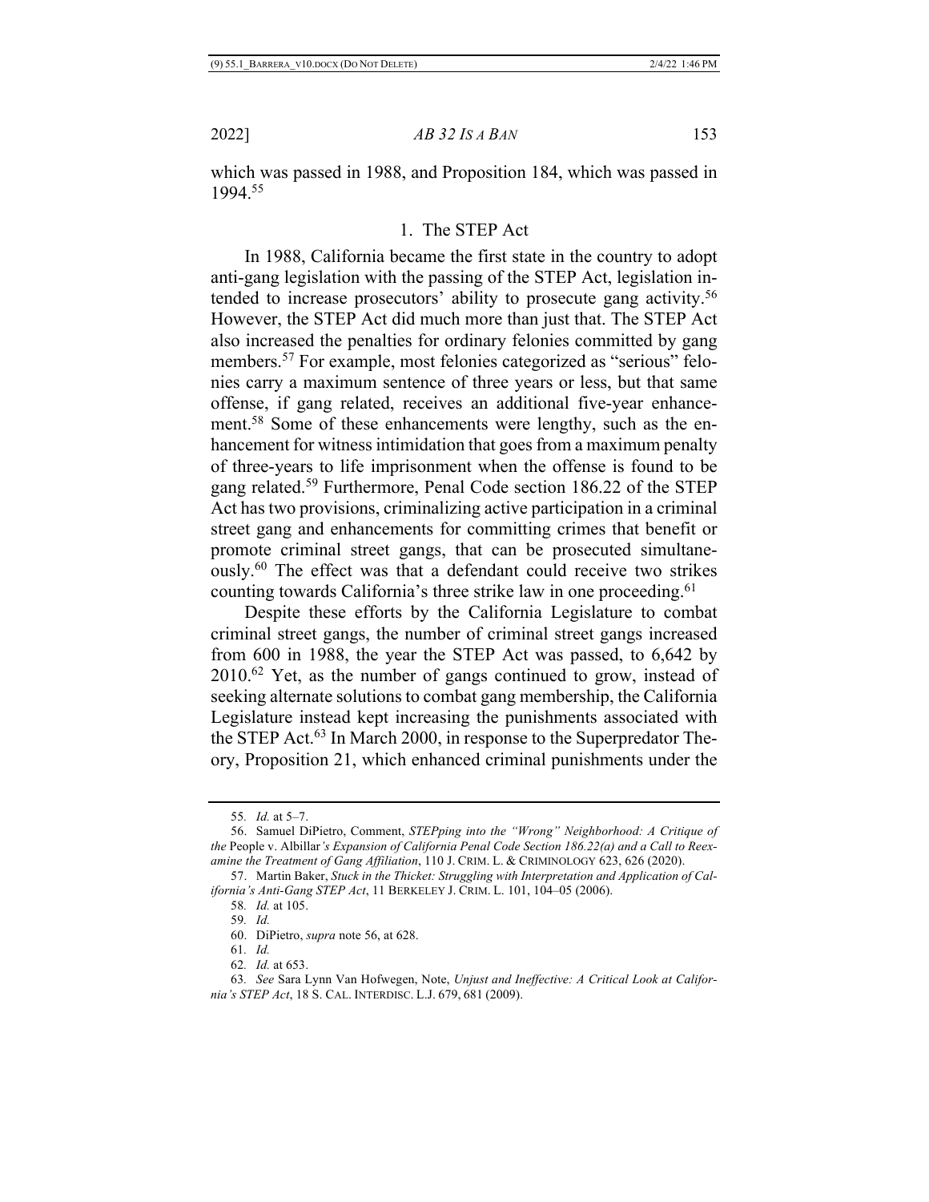which was passed in 1988, and Proposition 184, which was passed in 1994.[55]

### 1. The STEP Act

In 1988, California became the first state in the country to adopt anti-gang legislation with the passing of the STEP Act, legislation intended to increase prosecutors' ability to prosecute gang activity.[56] However, the STEP Act did much more than just that. The STEP Act also increased the penalties for ordinary felonies committed by gang members.[57] For example, most felonies categorized as "serious" felonies carry a maximum sentence of three years or less, but that same offense, if gang related, receives an additional five-year enhancement.[58] Some of these enhancements were lengthy, such as the enhancement for witness intimidation that goes from a maximum penalty of three-years to life imprisonment when the offense is found to be gang related.[59] Furthermore, Penal Code section 186.22 of the STEP Act has two provisions, criminalizing active participation in a criminal street gang and enhancements for committing crimes that benefit or promote criminal street gangs, that can be prosecuted simultaneously.[60] The effect was that a defendant could receive two strikes counting towards California's three strike law in one proceeding.[61]

Despite these efforts by the California Legislature to combat criminal street gangs, the number of criminal street gangs increased from 600 in 1988, the year the STEP Act was passed, to 6,642 by 2010.[62] Yet, as the number of gangs continued to grow, instead of seeking alternate solutions to combat gang membership, the California Legislature instead kept increasing the punishments associated with the STEP Act.[63] In March 2000, in response to the Superpredator Theory, Proposition 21, which enhanced criminal punishments under the

---

55. *Id.* at 5–7.

56. Samuel DiPietro, Comment, *STEPping into the "Wrong" Neighborhood: A Critique of the* People v. Albillar*'s Expansion of California Penal Code Section 186.22(a) and a Call to Reexamine the Treatment of Gang Affiliation*, 110 J. CRIM. L. & CRIMINOLOGY 623, 626 (2020).

57. Martin Baker, *Stuck in the Thicket: Struggling with Interpretation and Application of California's Anti-Gang STEP Act*, 11 BERKELEY J. CRIM. L. 101, 104–05 (2006).

58. *Id.* at 105.

59. *Id.*

60. DiPietro, *supra* note 56, at 628.

61. *Id.*

62. *Id.* at 653.

63. *See* Sara Lynn Van Hofwegen, Note, *Unjust and Ineffective: A Critical Look at California's STEP Act*, 18 S. CAL. INTERDISC. L.J. 679, 681 (2009).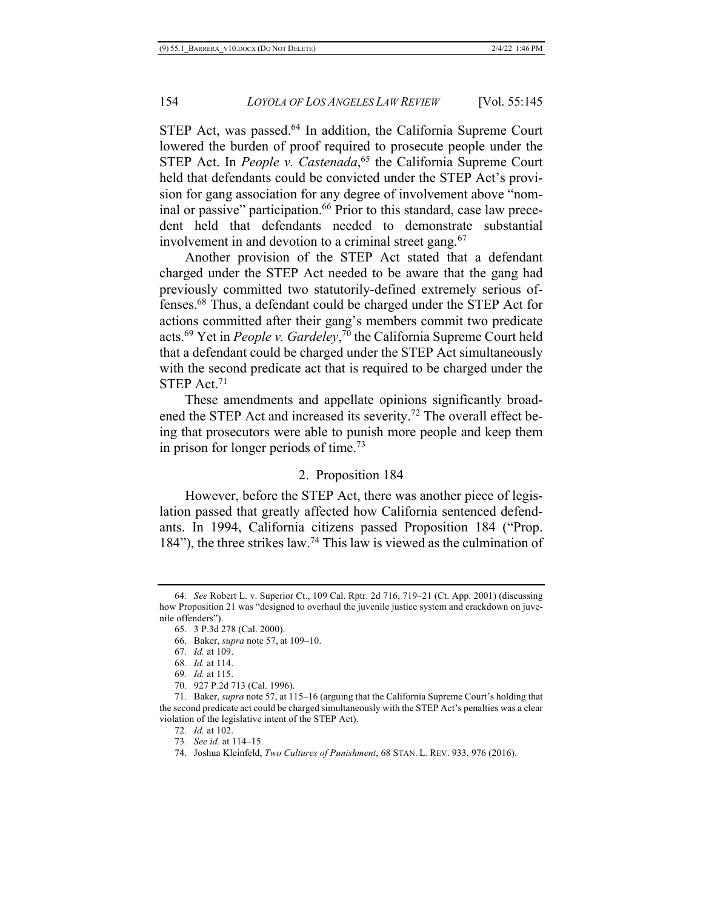STEP Act, was passed.[64] In addition, the California Supreme Court lowered the burden of proof required to prosecute people under the STEP Act. In *People v. Castenada*,[65] the California Supreme Court held that defendants could be convicted under the STEP Act's provision for gang association for any degree of involvement above "nominal or passive" participation.[66] Prior to this standard, case law precedent held that defendants needed to demonstrate substantial involvement in and devotion to a criminal street gang.[67]

Another provision of the STEP Act stated that a defendant charged under the STEP Act needed to be aware that the gang had previously committed two statutorily-defined extremely serious offenses.[68] Thus, a defendant could be charged under the STEP Act for actions committed after their gang's members commit two predicate acts.[69] Yet in *People v. Gardeley*,[70] the California Supreme Court held that a defendant could be charged under the STEP Act simultaneously with the second predicate act that is required to be charged under the STEP Act.[71]

These amendments and appellate opinions significantly broadened the STEP Act and increased its severity.[72] The overall effect being that prosecutors were able to punish more people and keep them in prison for longer periods of time.[73]

### 2. Proposition 184

However, before the STEP Act, there was another piece of legislation passed that greatly affected how California sentenced defendants. In 1994, California citizens passed Proposition 184 ("Prop. 184"), the three strikes law.[74] This law is viewed as the culmination of

---

64. *See* Robert L. v. Superior Ct., 109 Cal. Rptr. 2d 716, 719–21 (Ct. App. 2001) (discussing how Proposition 21 was "designed to overhaul the juvenile justice system and crackdown on juvenile offenders").

65. 3 P.3d 278 (Cal. 2000).

66. Baker, *supra* note 57, at 109–10.

67. *Id.* at 109.

68. *Id.* at 114.

69. *Id.* at 115.

70. 927 P.2d 713 (Cal. 1996).

71. Baker, *supra* note 57, at 115–16 (arguing that the California Supreme Court's holding that the second predicate act could be charged simultaneously with the STEP Act's penalties was a clear violation of the legislative intent of the STEP Act).

72. *Id.* at 102.

73. *See id.* at 114–15.

74. Joshua Kleinfeld, *Two Cultures of Punishment*, 68 STAN. L. REV. 933, 976 (2016).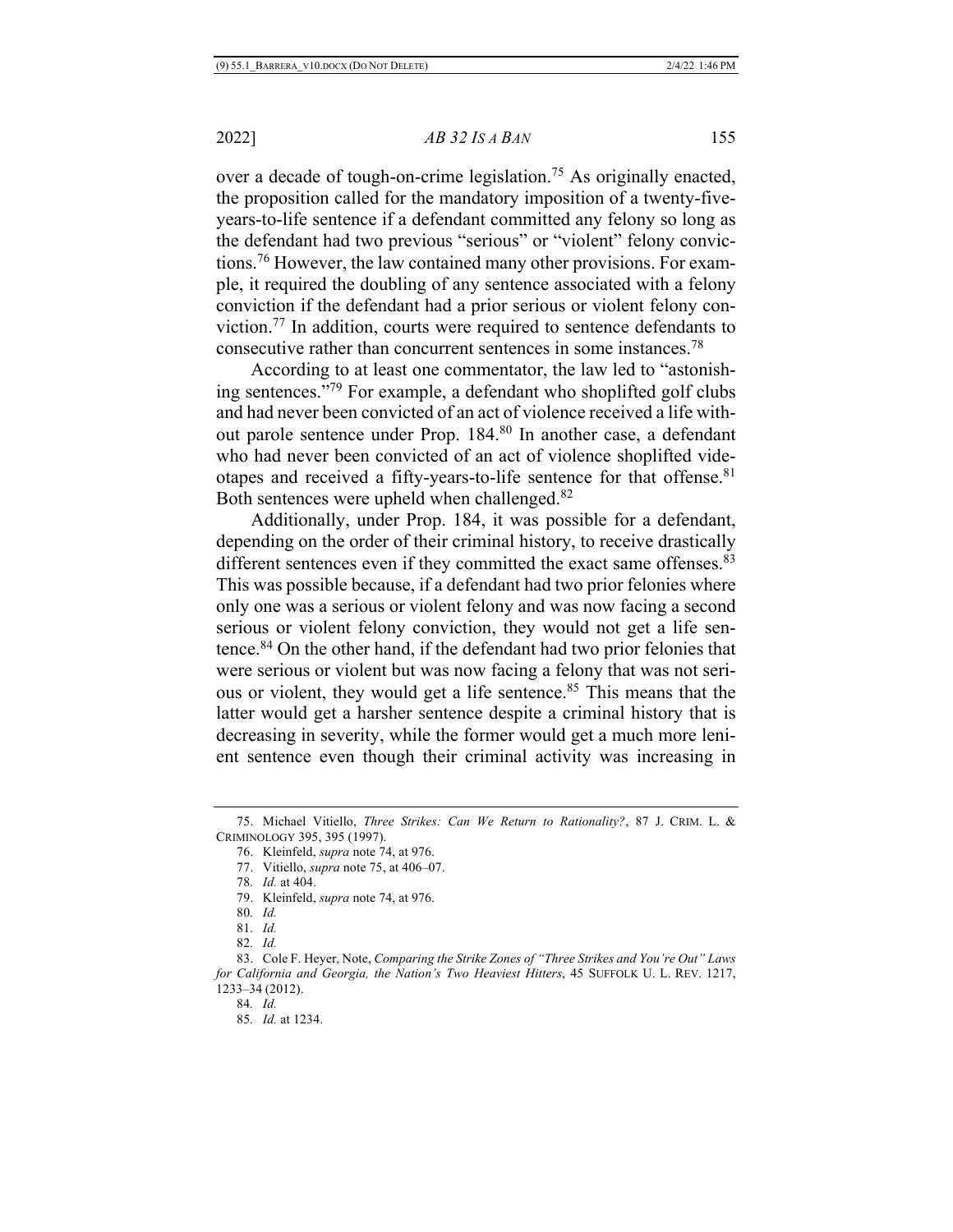over a decade of tough-on-crime legislation.[75] As originally enacted, the proposition called for the mandatory imposition of a twenty-five-years-to-life sentence if a defendant committed any felony so long as the defendant had two previous "serious" or "violent" felony convictions.[76] However, the law contained many other provisions. For example, it required the doubling of any sentence associated with a felony conviction if the defendant had a prior serious or violent felony conviction.[77] In addition, courts were required to sentence defendants to consecutive rather than concurrent sentences in some instances.[78]

According to at least one commentator, the law led to "astonishing sentences."[79] For example, a defendant who shoplifted golf clubs and had never been convicted of an act of violence received a life without parole sentence under Prop. 184.[80] In another case, a defendant who had never been convicted of an act of violence shoplifted videotapes and received a fifty-years-to-life sentence for that offense.[81] Both sentences were upheld when challenged.[82]

Additionally, under Prop. 184, it was possible for a defendant, depending on the order of their criminal history, to receive drastically different sentences even if they committed the exact same offenses.[83] This was possible because, if a defendant had two prior felonies where only one was a serious or violent felony and was now facing a second serious or violent felony conviction, they would not get a life sentence.[84] On the other hand, if the defendant had two prior felonies that were serious or violent but was now facing a felony that was not serious or violent, they would get a life sentence.[85] This means that the latter would get a harsher sentence despite a criminal history that is decreasing in severity, while the former would get a much more lenient sentence even though their criminal activity was increasing in

---

75. Michael Vitiello, *Three Strikes: Can We Return to Rationality?*, 87 J. CRIM. L. & CRIMINOLOGY 395, 395 (1997).

76. Kleinfeld, *supra* note 74, at 976.

77. Vitiello, *supra* note 75, at 406–07.

78. *Id.* at 404.

79. Kleinfeld, *supra* note 74, at 976.

80. *Id.*

81. *Id.*

82. *Id.*

83. Cole F. Heyer, Note, *Comparing the Strike Zones of "Three Strikes and You're Out" Laws for California and Georgia, the Nation's Two Heaviest Hitters*, 45 SUFFOLK U. L. REV. 1217, 1233–34 (2012).

84. *Id.*

85. *Id.* at 1234.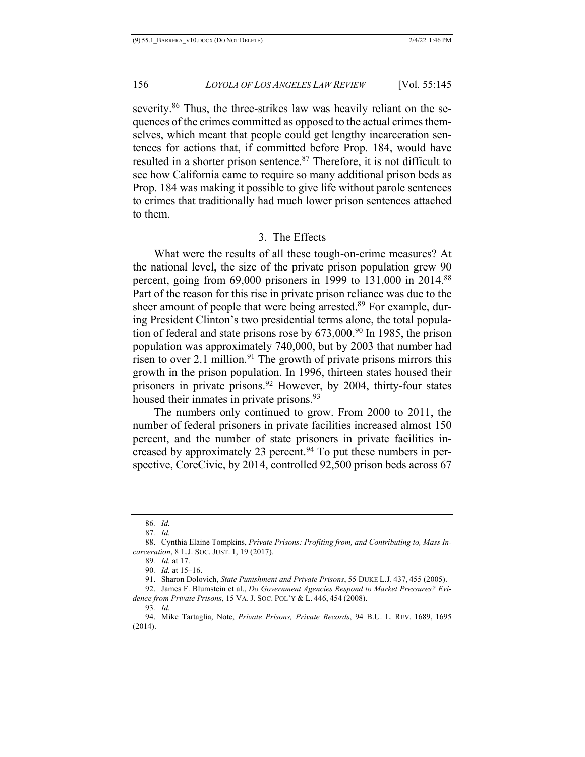severity.[86] Thus, the three-strikes law was heavily reliant on the sequences of the crimes committed as opposed to the actual crimes themselves, which meant that people could get lengthy incarceration sentences for actions that, if committed before Prop. 184, would have resulted in a shorter prison sentence.[87] Therefore, it is not difficult to see how California came to require so many additional prison beds as Prop. 184 was making it possible to give life without parole sentences to crimes that traditionally had much lower prison sentences attached to them.

### 3. The Effects

What were the results of all these tough-on-crime measures? At the national level, the size of the private prison population grew 90 percent, going from 69,000 prisoners in 1999 to 131,000 in 2014.[88] Part of the reason for this rise in private prison reliance was due to the sheer amount of people that were being arrested.[89] For example, during President Clinton's two presidential terms alone, the total population of federal and state prisons rose by 673,000.[90] In 1985, the prison population was approximately 740,000, but by 2003 that number had risen to over 2.1 million.[91] The growth of private prisons mirrors this growth in the prison population. In 1996, thirteen states housed their prisoners in private prisons.[92] However, by 2004, thirty-four states housed their inmates in private prisons.[93]

The numbers only continued to grow. From 2000 to 2011, the number of federal prisoners in private facilities increased almost 150 percent, and the number of state prisoners in private facilities increased by approximately 23 percent.[94] To put these numbers in perspective, CoreCivic, by 2014, controlled 92,500 prison beds across 67

---

86. *Id.*

87. *Id.*

88. Cynthia Elaine Tompkins, *Private Prisons: Profiting from, and Contributing to, Mass Incarceration*, 8 L.J. SOC. JUST. 1, 19 (2017).

89. *Id.* at 17.

90. *Id.* at 15–16.

91. Sharon Dolovich, *State Punishment and Private Prisons*, 55 DUKE L.J. 437, 455 (2005).

92. James F. Blumstein et al., *Do Government Agencies Respond to Market Pressures? Evidence from Private Prisons*, 15 VA. J. SOC. POL'Y & L. 446, 454 (2008).

93. *Id.*

94. Mike Tartaglia, Note, *Private Prisons, Private Records*, 94 B.U. L. REV. 1689, 1695 (2014).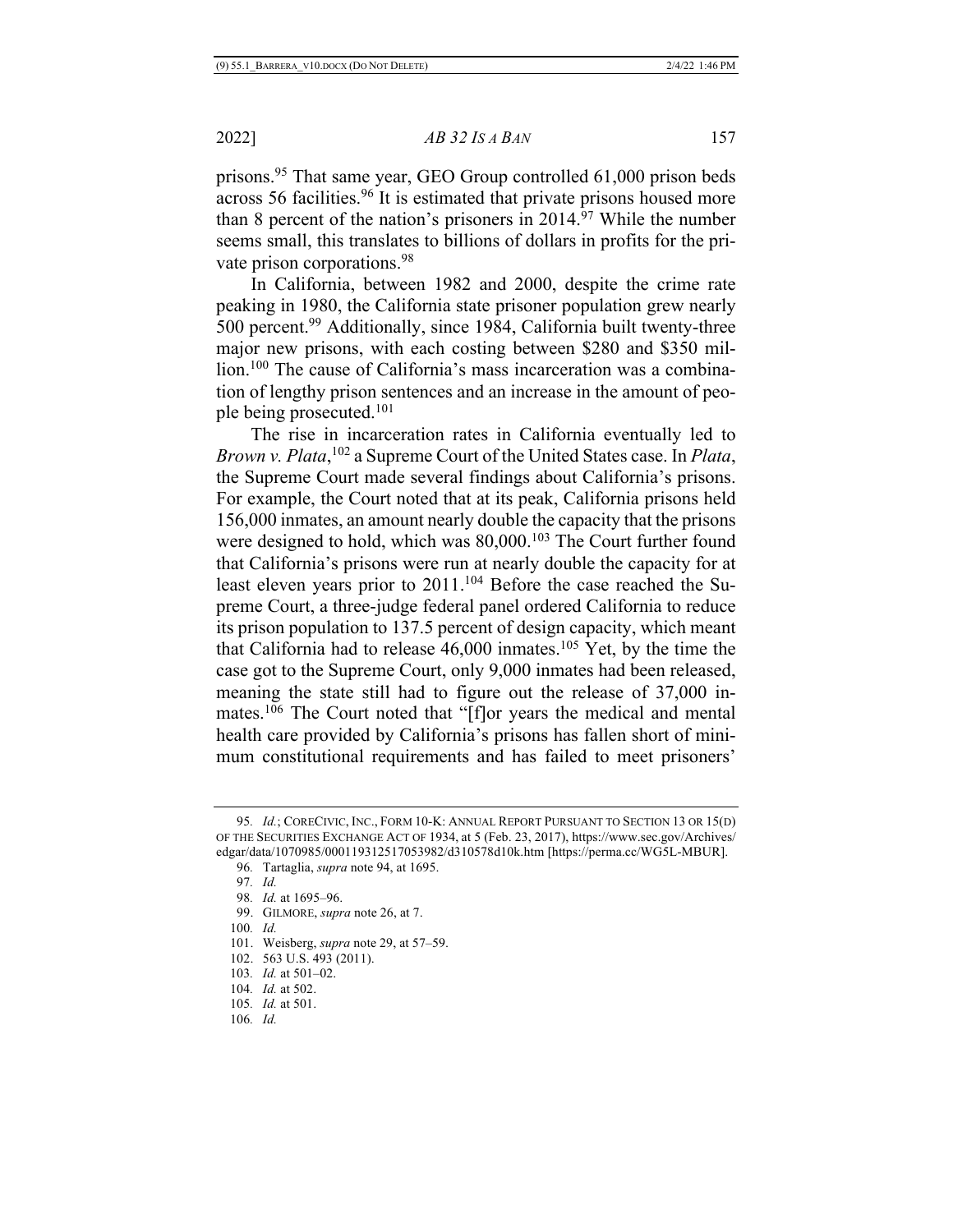prisons.[95] That same year, GEO Group controlled 61,000 prison beds across 56 facilities.[96] It is estimated that private prisons housed more than 8 percent of the nation's prisoners in 2014.[97] While the number seems small, this translates to billions of dollars in profits for the private prison corporations.[98]

In California, between 1982 and 2000, despite the crime rate peaking in 1980, the California state prisoner population grew nearly 500 percent.[99] Additionally, since 1984, California built twenty-three major new prisons, with each costing between $280 and $350 million.[100] The cause of California's mass incarceration was a combination of lengthy prison sentences and an increase in the amount of people being prosecuted.[101]

The rise in incarceration rates in California eventually led to *Brown v. Plata*,[102] a Supreme Court of the United States case. In *Plata*, the Supreme Court made several findings about California's prisons. For example, the Court noted that at its peak, California prisons held 156,000 inmates, an amount nearly double the capacity that the prisons were designed to hold, which was 80,000.[103] The Court further found that California's prisons were run at nearly double the capacity for at least eleven years prior to 2011.[104] Before the case reached the Supreme Court, a three-judge federal panel ordered California to reduce its prison population to 137.5 percent of design capacity, which meant that California had to release 46,000 inmates.[105] Yet, by the time the case got to the Supreme Court, only 9,000 inmates had been released, meaning the state still had to figure out the release of 37,000 inmates.[106] The Court noted that "[f]or years the medical and mental health care provided by California's prisons has fallen short of minimum constitutional requirements and has failed to meet prisoners'

---

95. *Id.*; CORECIVIC, INC., FORM 10-K: ANNUAL REPORT PURSUANT TO SECTION 13 OR 15(D) OF THE SECURITIES EXCHANGE ACT OF 1934, at 5 (Feb. 23, 2017), https://www.sec.gov/Archives/edgar/data/1070985/000119312517053982/d310578d10k.htm [https://perma.cc/WG5L-MBUR].

96. Tartaglia, *supra* note 94, at 1695.

97. *Id.*

98. *Id.* at 1695–96.

99. GILMORE, *supra* note 26, at 7.

100. *Id.*

101. Weisberg, *supra* note 29, at 57–59.

102. 563 U.S. 493 (2011).

103. *Id.* at 501–02.

104. *Id.* at 502.

105. *Id.* at 501.

106. *Id.*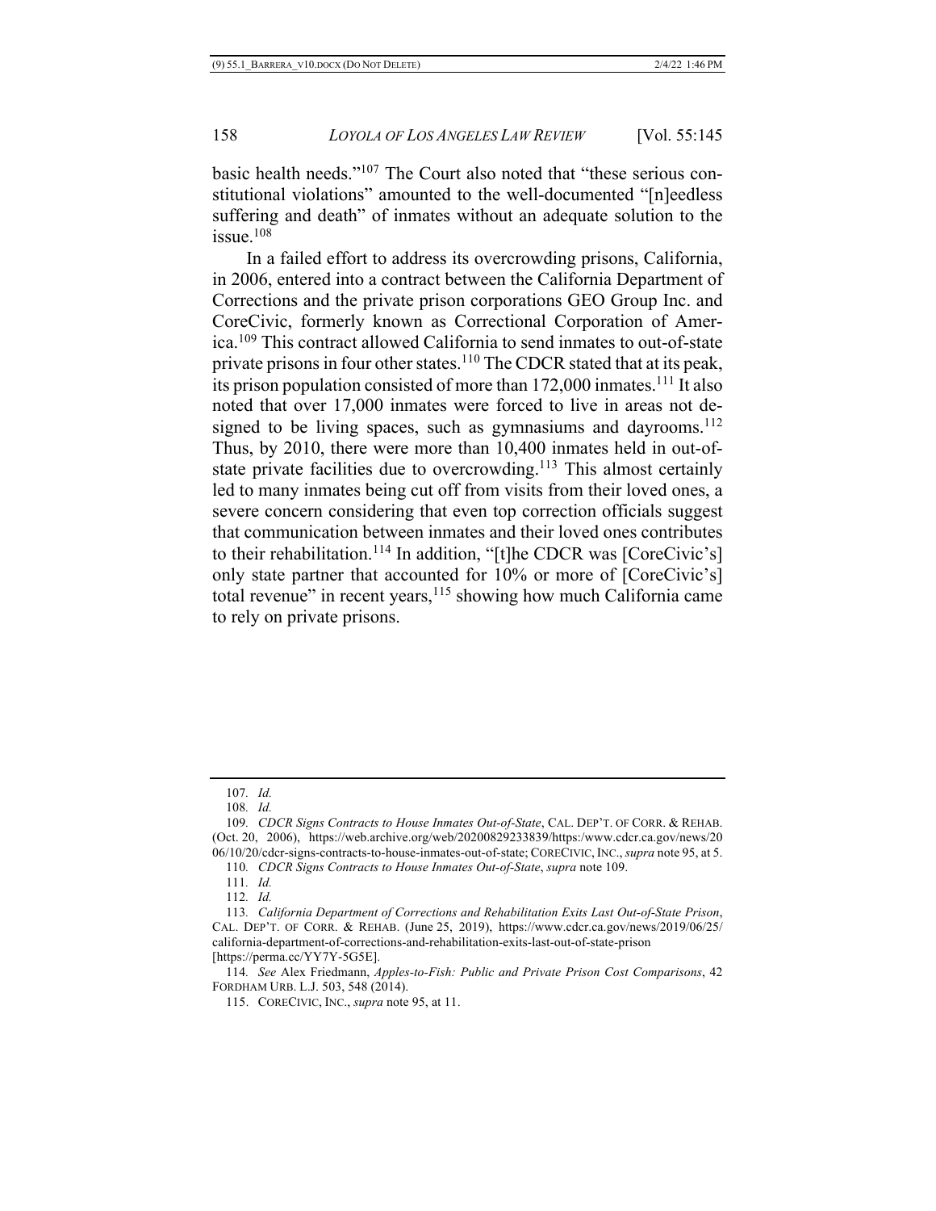basic health needs."[107] The Court also noted that "these serious constitutional violations" amounted to the well-documented "[n]eedless suffering and death" of inmates without an adequate solution to the issue.[108]

In a failed effort to address its overcrowding prisons, California, in 2006, entered into a contract between the California Department of Corrections and the private prison corporations GEO Group Inc. and CoreCivic, formerly known as Correctional Corporation of America.[109] This contract allowed California to send inmates to out-of-state private prisons in four other states.[110] The CDCR stated that at its peak, its prison population consisted of more than 172,000 inmates.[111] It also noted that over 17,000 inmates were forced to live in areas not designed to be living spaces, such as gymnasiums and dayrooms.[112] Thus, by 2010, there were more than 10,400 inmates held in out-of-state private facilities due to overcrowding.[113] This almost certainly led to many inmates being cut off from visits from their loved ones, a severe concern considering that even top correction officials suggest that communication between inmates and their loved ones contributes to their rehabilitation.[114] In addition, "[t]he CDCR was [CoreCivic's] only state partner that accounted for 10% or more of [CoreCivic's] total revenue" in recent years,[115] showing how much California came to rely on private prisons.

---

107. *Id.*

108. *Id.*

109. *CDCR Signs Contracts to House Inmates Out-of-State*, CAL. DEP'T. OF CORR. & REHAB. (Oct. 20, 2006), https://web.archive.org/web/20200829233839/https:/www.cdcr.ca.gov/news/2006/10/20/cdcr-signs-contracts-to-house-inmates-out-of-state; CORECIVIC, INC., *supra* note 95, at 5.

110. *CDCR Signs Contracts to House Inmates Out-of-State*, *supra* note 109.

111. *Id.*

112. *Id.*

113. *California Department of Corrections and Rehabilitation Exits Last Out-of-State Prison*, CAL. DEP'T. OF CORR. & REHAB. (June 25, 2019), https://www.cdcr.ca.gov/news/2019/06/25/california-department-of-corrections-and-rehabilitation-exits-last-out-of-state-prison [https://perma.cc/YY7Y-5G5E].

114. *See* Alex Friedmann, *Apples-to-Fish: Public and Private Prison Cost Comparisons*, 42 FORDHAM URB. L.J. 503, 548 (2014).

115. CORECIVIC, INC., *supra* note 95, at 11.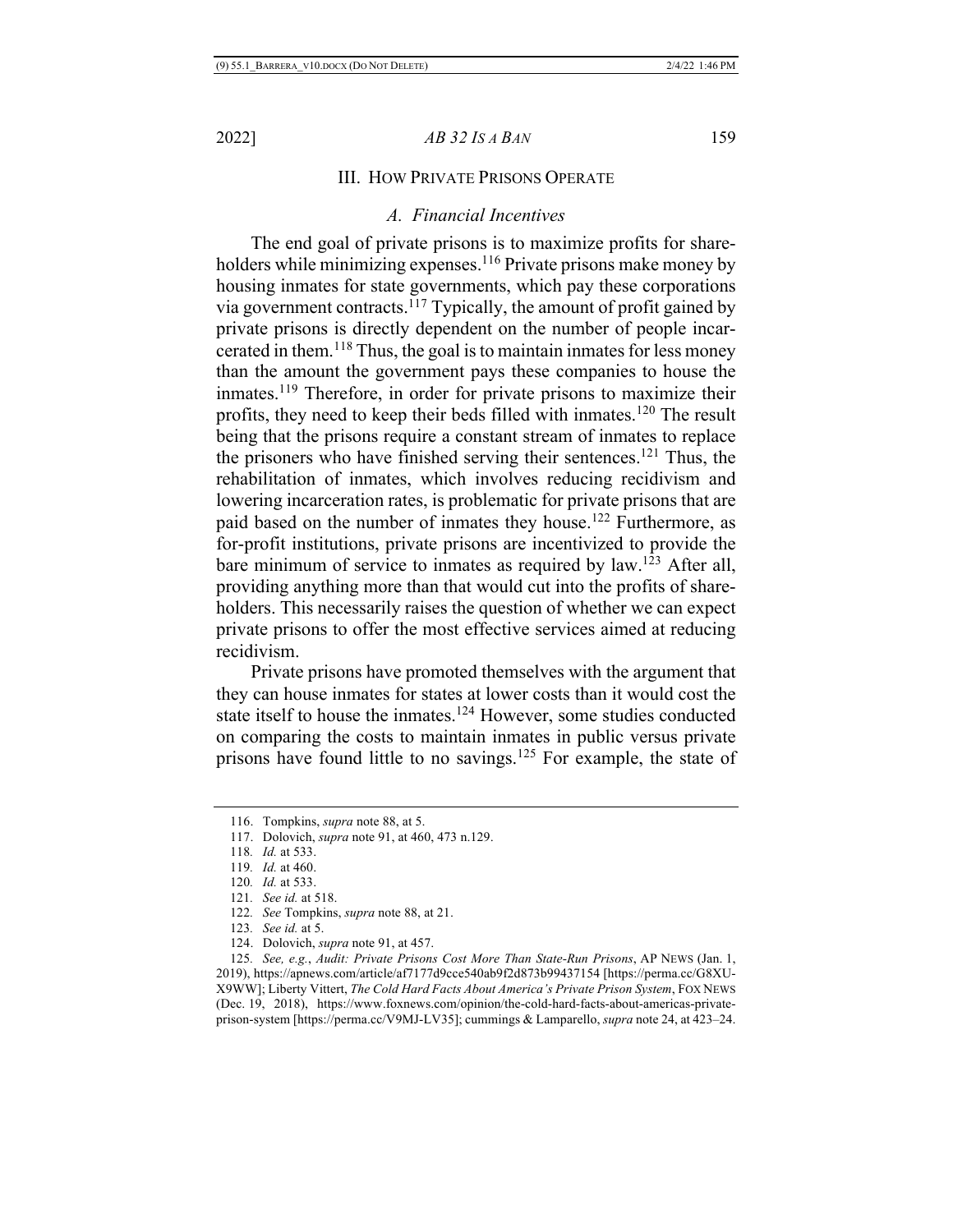## III. How Private Prisons Operate

### *A. Financial Incentives*

The end goal of private prisons is to maximize profits for shareholders while minimizing expenses.[116] Private prisons make money by housing inmates for state governments, which pay these corporations via government contracts.[117] Typically, the amount of profit gained by private prisons is directly dependent on the number of people incarcerated in them.[118] Thus, the goal is to maintain inmates for less money than the amount the government pays these companies to house the inmates.[119] Therefore, in order for private prisons to maximize their profits, they need to keep their beds filled with inmates.[120] The result being that the prisons require a constant stream of inmates to replace the prisoners who have finished serving their sentences.[121] Thus, the rehabilitation of inmates, which involves reducing recidivism and lowering incarceration rates, is problematic for private prisons that are paid based on the number of inmates they house.[122] Furthermore, as for-profit institutions, private prisons are incentivized to provide the bare minimum of service to inmates as required by law.[123] After all, providing anything more than that would cut into the profits of shareholders. This necessarily raises the question of whether we can expect private prisons to offer the most effective services aimed at reducing recidivism.

Private prisons have promoted themselves with the argument that they can house inmates for states at lower costs than it would cost the state itself to house the inmates.[124] However, some studies conducted on comparing the costs to maintain inmates in public versus private prisons have found little to no savings.[125] For example, the state of

---

116. Tompkins, *supra* note 88, at 5.

117. Dolovich, *supra* note 91, at 460, 473 n.129.

118. *Id.* at 533.

119. *Id.* at 460.

120. *Id.* at 533.

121. *See id.* at 518.

122. *See* Tompkins, *supra* note 88, at 21.

123. *See id.* at 5.

124. Dolovich, *supra* note 91, at 457.

125. *See, e.g.*, *Audit: Private Prisons Cost More Than State-Run Prisons*, AP NEWS (Jan. 1, 2019), https://apnews.com/article/af7177d9cce540ab9f2d873b99437154 [https://perma.cc/G8XU-X9WW]; Liberty Vittert, *The Cold Hard Facts About America's Private Prison System*, FOX NEWS (Dec. 19, 2018), https://www.foxnews.com/opinion/the-cold-hard-facts-about-americas-private-prison-system [https://perma.cc/V9MJ-LV35]; cummings & Lamparello, *supra* note 24, at 423–24.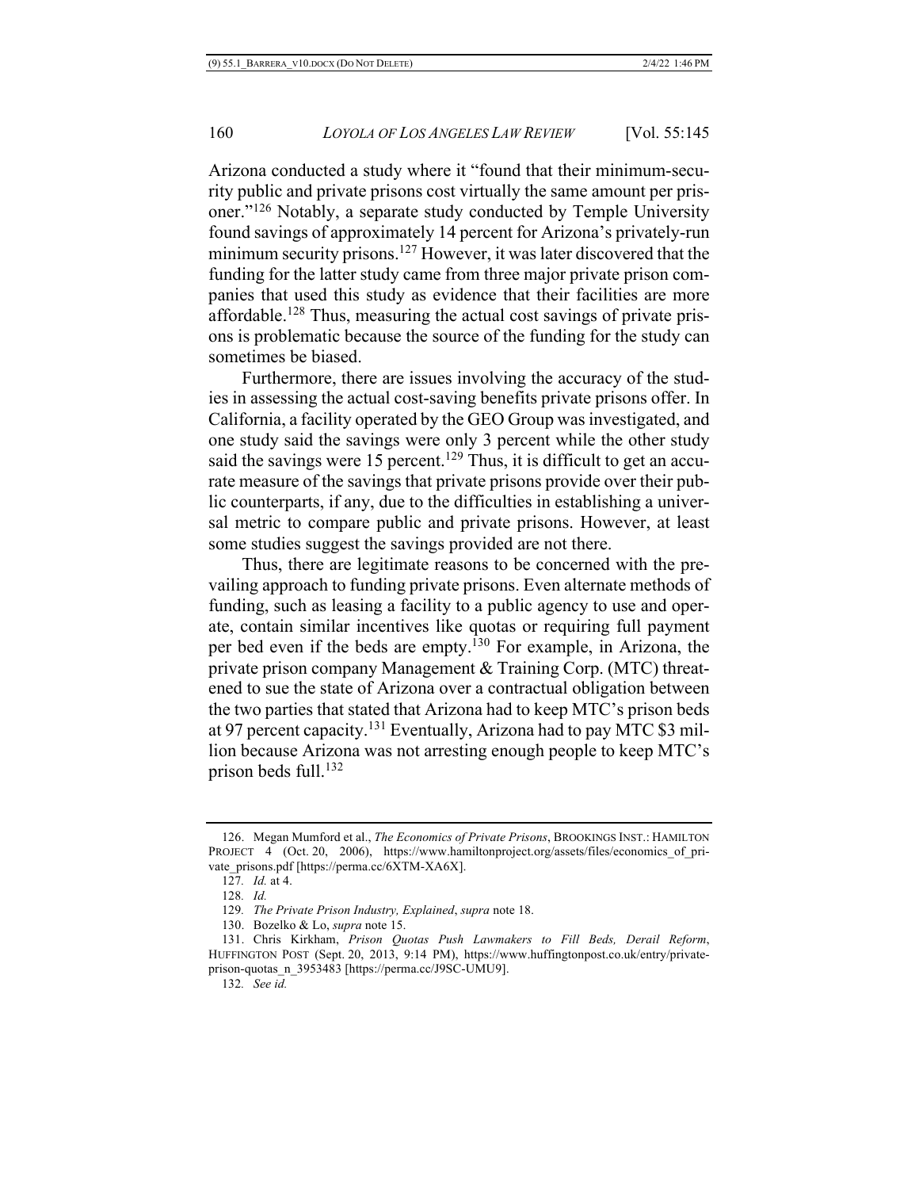Arizona conducted a study where it "found that their minimum-security public and private prisons cost virtually the same amount per prisoner."[126] Notably, a separate study conducted by Temple University found savings of approximately 14 percent for Arizona's privately-run minimum security prisons.[127] However, it was later discovered that the funding for the latter study came from three major private prison companies that used this study as evidence that their facilities are more affordable.[128] Thus, measuring the actual cost savings of private prisons is problematic because the source of the funding for the study can sometimes be biased.

Furthermore, there are issues involving the accuracy of the studies in assessing the actual cost-saving benefits private prisons offer. In California, a facility operated by the GEO Group was investigated, and one study said the savings were only 3 percent while the other study said the savings were 15 percent.[129] Thus, it is difficult to get an accurate measure of the savings that private prisons provide over their public counterparts, if any, due to the difficulties in establishing a universal metric to compare public and private prisons. However, at least some studies suggest the savings provided are not there.

Thus, there are legitimate reasons to be concerned with the prevailing approach to funding private prisons. Even alternate methods of funding, such as leasing a facility to a public agency to use and operate, contain similar incentives like quotas or requiring full payment per bed even if the beds are empty.[130] For example, in Arizona, the private prison company Management & Training Corp. (MTC) threatened to sue the state of Arizona over a contractual obligation between the two parties that stated that Arizona had to keep MTC's prison beds at 97 percent capacity.[131] Eventually, Arizona had to pay MTC $3 million because Arizona was not arresting enough people to keep MTC's prison beds full.[132]

---

126. Megan Mumford et al., *The Economics of Private Prisons*, BROOKINGS INST.: HAMILTON PROJECT 4 (Oct. 20, 2006), https://www.hamiltonproject.org/assets/files/economics_of_private_prisons.pdf [https://perma.cc/6XTM-XA6X].

127. *Id.* at 4.

128. *Id.*

129. *The Private Prison Industry, Explained*, *supra* note 18.

130. Bozelko & Lo, *supra* note 15.

131. Chris Kirkham, *Prison Quotas Push Lawmakers to Fill Beds, Derail Reform*, HUFFINGTON POST (Sept. 20, 2013, 9:14 PM), https://www.huffingtonpost.co.uk/entry/private-prison-quotas_n_3953483 [https://perma.cc/J9SC-UMU9].

132. *See id.*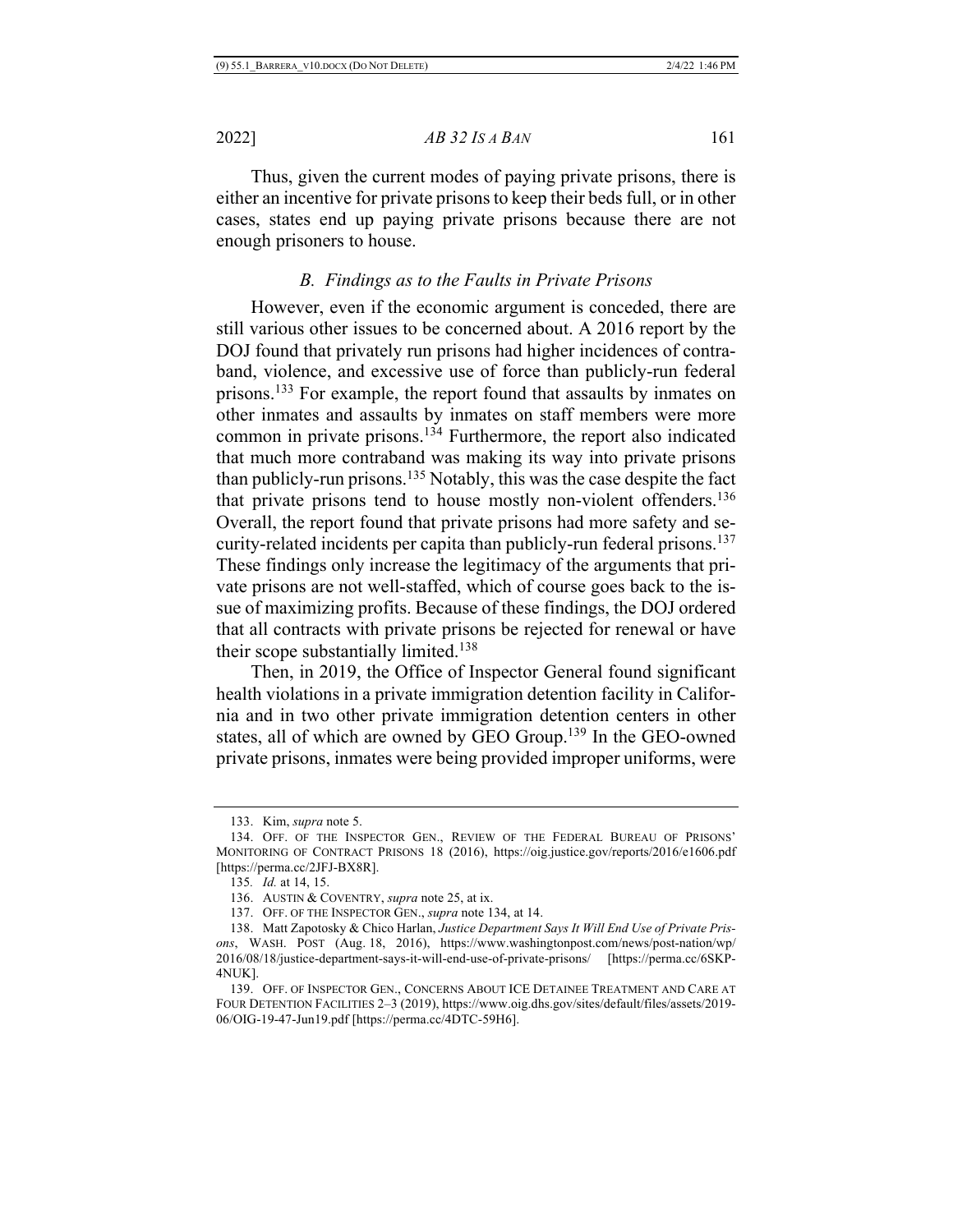Thus, given the current modes of paying private prisons, there is either an incentive for private prisons to keep their beds full, or in other cases, states end up paying private prisons because there are not enough prisoners to house.

### *B. Findings as to the Faults in Private Prisons*

However, even if the economic argument is conceded, there are still various other issues to be concerned about. A 2016 report by the DOJ found that privately run prisons had higher incidences of contraband, violence, and excessive use of force than publicly-run federal prisons.[133] For example, the report found that assaults by inmates on other inmates and assaults by inmates on staff members were more common in private prisons.[134] Furthermore, the report also indicated that much more contraband was making its way into private prisons than publicly-run prisons.[135] Notably, this was the case despite the fact that private prisons tend to house mostly non-violent offenders.[136] Overall, the report found that private prisons had more safety and security-related incidents per capita than publicly-run federal prisons.[137] These findings only increase the legitimacy of the arguments that private prisons are not well-staffed, which of course goes back to the issue of maximizing profits. Because of these findings, the DOJ ordered that all contracts with private prisons be rejected for renewal or have their scope substantially limited.[138]

Then, in 2019, the Office of Inspector General found significant health violations in a private immigration detention facility in California and in two other private immigration detention centers in other states, all of which are owned by GEO Group.[139] In the GEO-owned private prisons, inmates were being provided improper uniforms, were

---

133. Kim, *supra* note 5.

134. OFF. OF THE INSPECTOR GEN., REVIEW OF THE FEDERAL BUREAU OF PRISONS' MONITORING OF CONTRACT PRISONS 18 (2016), https://oig.justice.gov/reports/2016/e1606.pdf [https://perma.cc/2JFJ-BX8R].

135. *Id.* at 14, 15.

136. AUSTIN & COVENTRY, *supra* note 25, at ix.

137. OFF. OF THE INSPECTOR GEN., *supra* note 134, at 14.

138. Matt Zapotosky & Chico Harlan, *Justice Department Says It Will End Use of Private Prisons*, WASH. POST (Aug. 18, 2016), https://www.washingtonpost.com/news/post-nation/wp/2016/08/18/justice-department-says-it-will-end-use-of-private-prisons/ [https://perma.cc/6SKP-4NUK].

139. OFF. OF INSPECTOR GEN., CONCERNS ABOUT ICE DETAINEE TREATMENT AND CARE AT FOUR DETENTION FACILITIES 2–3 (2019), https://www.oig.dhs.gov/sites/default/files/assets/2019-06/OIG-19-47-Jun19.pdf [https://perma.cc/4DTC-59H6].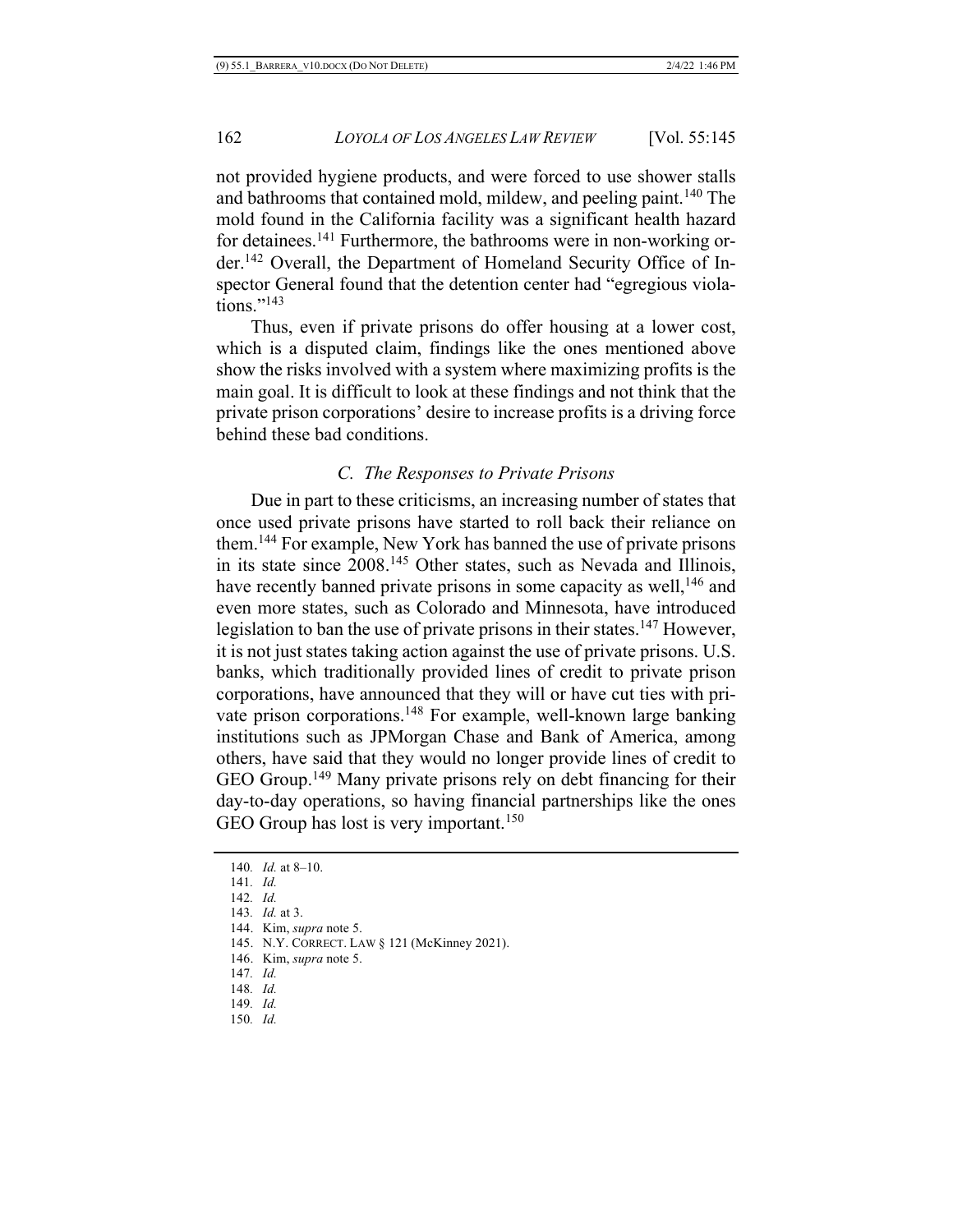not provided hygiene products, and were forced to use shower stalls and bathrooms that contained mold, mildew, and peeling paint.[140] The mold found in the California facility was a significant health hazard for detainees.[141] Furthermore, the bathrooms were in non-working order.[142] Overall, the Department of Homeland Security Office of Inspector General found that the detention center had "egregious violations."[143]

Thus, even if private prisons do offer housing at a lower cost, which is a disputed claim, findings like the ones mentioned above show the risks involved with a system where maximizing profits is the main goal. It is difficult to look at these findings and not think that the private prison corporations' desire to increase profits is a driving force behind these bad conditions.

### *C. The Responses to Private Prisons*

Due in part to these criticisms, an increasing number of states that once used private prisons have started to roll back their reliance on them.[144] For example, New York has banned the use of private prisons in its state since 2008.[145] Other states, such as Nevada and Illinois, have recently banned private prisons in some capacity as well,[146] and even more states, such as Colorado and Minnesota, have introduced legislation to ban the use of private prisons in their states.[147] However, it is not just states taking action against the use of private prisons. U.S. banks, which traditionally provided lines of credit to private prison corporations, have announced that they will or have cut ties with private prison corporations.[148] For example, well-known large banking institutions such as JPMorgan Chase and Bank of America, among others, have said that they would no longer provide lines of credit to GEO Group.[149] Many private prisons rely on debt financing for their day-to-day operations, so having financial partnerships like the ones GEO Group has lost is very important.[150]

---

140. *Id.* at 8–10.
141. *Id.*
142. *Id.*
143. *Id.* at 3.
144. Kim, *supra* note 5.
145. N.Y. CORRECT. LAW § 121 (McKinney 2021).
146. Kim, *supra* note 5.
147. *Id.*
148. *Id.*
149. *Id.*
150. *Id.*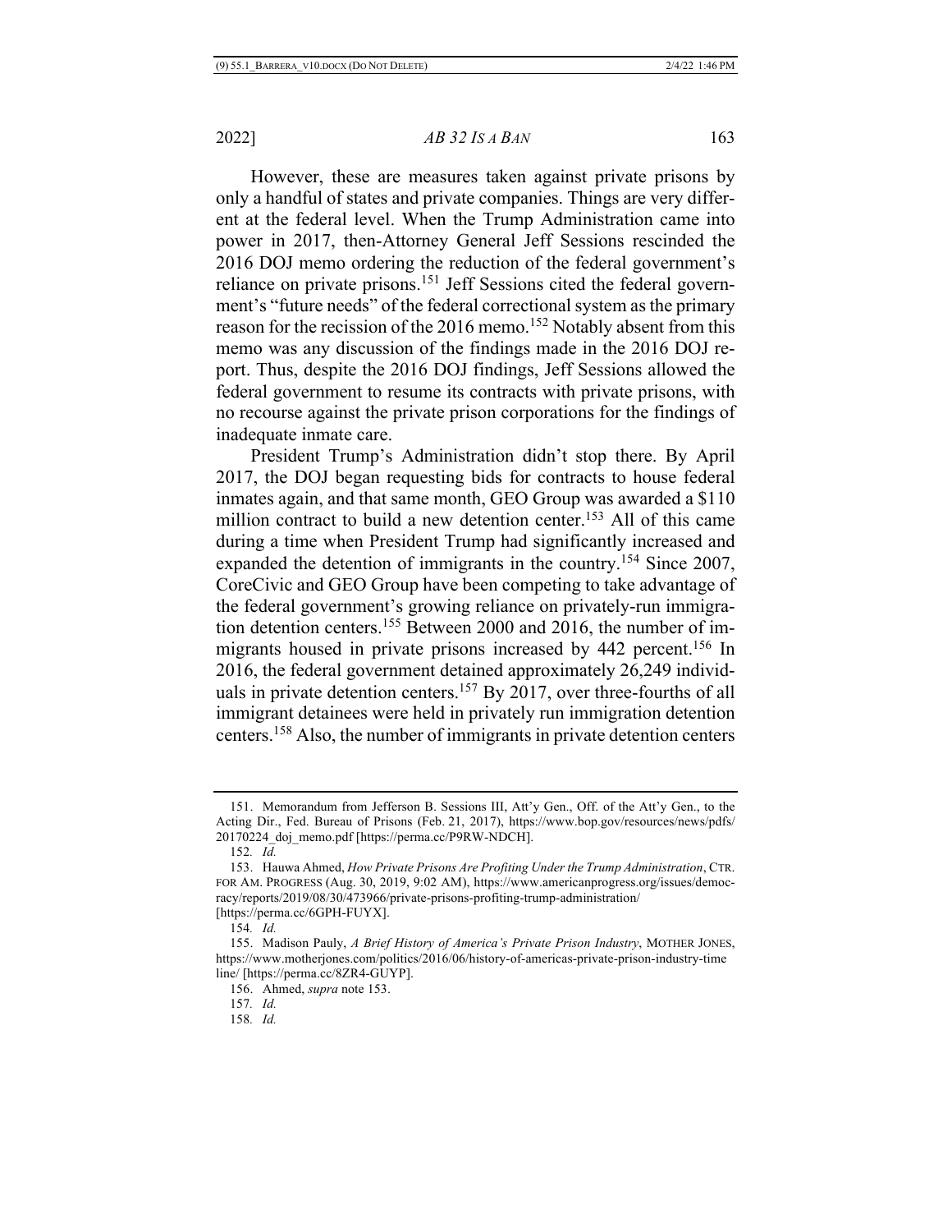However, these are measures taken against private prisons by only a handful of states and private companies. Things are very different at the federal level. When the Trump Administration came into power in 2017, then-Attorney General Jeff Sessions rescinded the 2016 DOJ memo ordering the reduction of the federal government's reliance on private prisons.[151] Jeff Sessions cited the federal government's "future needs" of the federal correctional system as the primary reason for the recission of the 2016 memo.[152] Notably absent from this memo was any discussion of the findings made in the 2016 DOJ report. Thus, despite the 2016 DOJ findings, Jeff Sessions allowed the federal government to resume its contracts with private prisons, with no recourse against the private prison corporations for the findings of inadequate inmate care.

President Trump's Administration didn't stop there. By April 2017, the DOJ began requesting bids for contracts to house federal inmates again, and that same month, GEO Group was awarded a $110 million contract to build a new detention center.[153] All of this came during a time when President Trump had significantly increased and expanded the detention of immigrants in the country.[154] Since 2007, CoreCivic and GEO Group have been competing to take advantage of the federal government's growing reliance on privately-run immigration detention centers.[155] Between 2000 and 2016, the number of immigrants housed in private prisons increased by 442 percent.[156] In 2016, the federal government detained approximately 26,249 individuals in private detention centers.[157] By 2017, over three-fourths of all immigrant detainees were held in privately run immigration detention centers.[158] Also, the number of immigrants in private detention centers

---

151. Memorandum from Jefferson B. Sessions III, Att'y Gen., Off. of the Att'y Gen., to the Acting Dir., Fed. Bureau of Prisons (Feb. 21, 2017), https://www.bop.gov/resources/news/pdfs/20170224_doj_memo.pdf [https://perma.cc/P9RW-NDCH].

152. *Id.*

153. Hauwa Ahmed, *How Private Prisons Are Profiting Under the Trump Administration*, CTR. FOR AM. PROGRESS (Aug. 30, 2019, 9:02 AM), https://www.americanprogress.org/issues/democracy/reports/2019/08/30/473966/private-prisons-profiting-trump-administration/ [https://perma.cc/6GPH-FUYX].

154. *Id.*

155. Madison Pauly, *A Brief History of America's Private Prison Industry*, MOTHER JONES, https://www.motherjones.com/politics/2016/06/history-of-americas-private-prison-industry-timeline/ [https://perma.cc/8ZR4-GUYP].

156. Ahmed, *supra* note 153.

157. *Id.*

158. *Id.*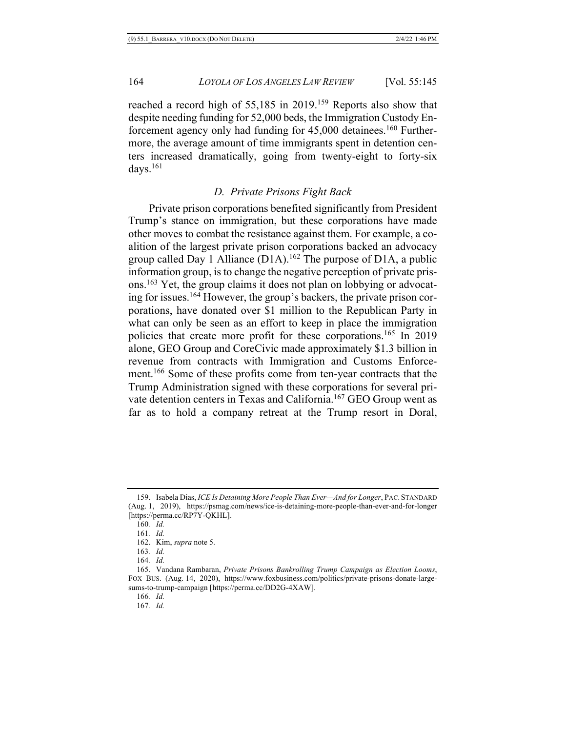reached a record high of 55,185 in 2019.[159] Reports also show that despite needing funding for 52,000 beds, the Immigration Custody Enforcement agency only had funding for 45,000 detainees.[160] Furthermore, the average amount of time immigrants spent in detention centers increased dramatically, going from twenty-eight to forty-six days.[161]

### *D. Private Prisons Fight Back*

Private prison corporations benefited significantly from President Trump's stance on immigration, but these corporations have made other moves to combat the resistance against them. For example, a coalition of the largest private prison corporations backed an advocacy group called Day 1 Alliance (D1A).[162] The purpose of D1A, a public information group, is to change the negative perception of private prisons.[163] Yet, the group claims it does not plan on lobbying or advocating for issues.[164] However, the group's backers, the private prison corporations, have donated over $1 million to the Republican Party in what can only be seen as an effort to keep in place the immigration policies that create more profit for these corporations.[165] In 2019 alone, GEO Group and CoreCivic made approximately $1.3 billion in revenue from contracts with Immigration and Customs Enforcement.[166] Some of these profits come from ten-year contracts that the Trump Administration signed with these corporations for several private detention centers in Texas and California.[167] GEO Group went as far as to hold a company retreat at the Trump resort in Doral,

---

159. Isabela Dias, *ICE Is Detaining More People Than Ever—And for Longer*, PAC. STANDARD (Aug. 1, 2019), https://psmag.com/news/ice-is-detaining-more-people-than-ever-and-for-longer [https://perma.cc/RP7Y-QKHL].

160. *Id.*

161. *Id.*

162. Kim, *supra* note 5.

163. *Id.*

164. *Id.*

165. Vandana Rambaran, *Private Prisons Bankrolling Trump Campaign as Election Looms*, FOX BUS. (Aug. 14, 2020), https://www.foxbusiness.com/politics/private-prisons-donate-large-sums-to-trump-campaign [https://perma.cc/DD2G-4XAW].

166. *Id.*

167. *Id.*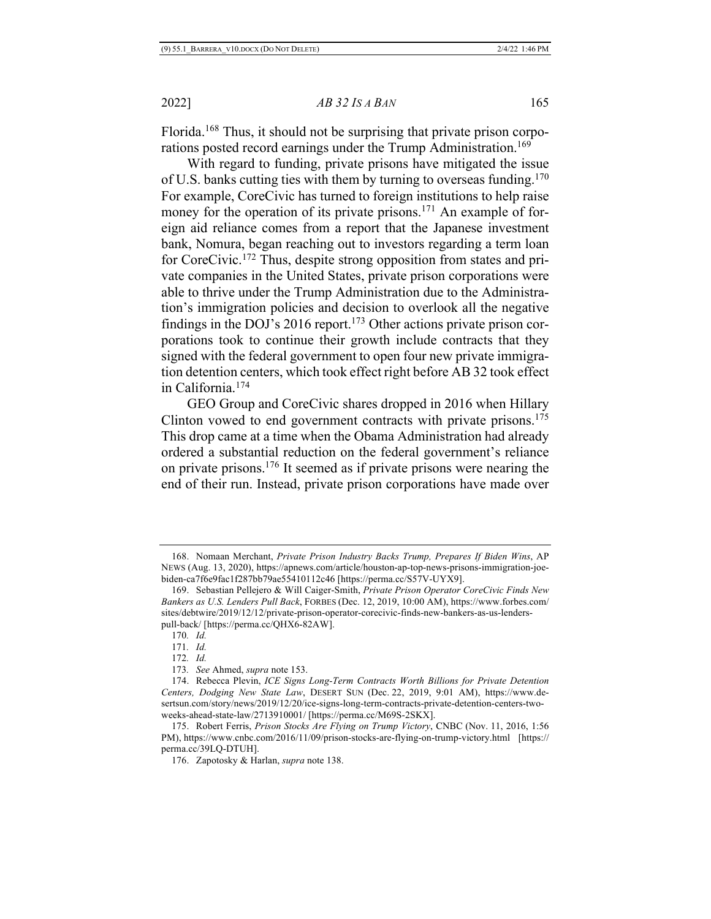Florida.[168] Thus, it should not be surprising that private prison corporations posted record earnings under the Trump Administration.[169]

With regard to funding, private prisons have mitigated the issue of U.S. banks cutting ties with them by turning to overseas funding.[170] For example, CoreCivic has turned to foreign institutions to help raise money for the operation of its private prisons.[171] An example of foreign aid reliance comes from a report that the Japanese investment bank, Nomura, began reaching out to investors regarding a term loan for CoreCivic.[172] Thus, despite strong opposition from states and private companies in the United States, private prison corporations were able to thrive under the Trump Administration due to the Administration's immigration policies and decision to overlook all the negative findings in the DOJ's 2016 report.[173] Other actions private prison corporations took to continue their growth include contracts that they signed with the federal government to open four new private immigration detention centers, which took effect right before AB 32 took effect in California.[174]

GEO Group and CoreCivic shares dropped in 2016 when Hillary Clinton vowed to end government contracts with private prisons.[175] This drop came at a time when the Obama Administration had already ordered a substantial reduction on the federal government's reliance on private prisons.[176] It seemed as if private prisons were nearing the end of their run. Instead, private prison corporations have made over

---

168. Nomaan Merchant, *Private Prison Industry Backs Trump, Prepares If Biden Wins*, AP NEWS (Aug. 13, 2020), https://apnews.com/article/houston-ap-top-news-prisons-immigration-joe-biden-ca7f6e9fac1f287bb79ae55410112c46 [https://perma.cc/S57V-UYX9].

169. Sebastian Pellejero & Will Caiger-Smith, *Private Prison Operator CoreCivic Finds New Bankers as U.S. Lenders Pull Back*, FORBES (Dec. 12, 2019, 10:00 AM), https://www.forbes.com/sites/debtwire/2019/12/12/private-prison-operator-corecivic-finds-new-bankers-as-us-lenders-pull-back/ [https://perma.cc/QHX6-82AW].

170. *Id.*

171. *Id.*

172. *Id.*

173. *See* Ahmed, *supra* note 153.

174. Rebecca Plevin, *ICE Signs Long-Term Contracts Worth Billions for Private Detention Centers, Dodging New State Law*, DESERT SUN (Dec. 22, 2019, 9:01 AM), https://www.desertsun.com/story/news/2019/12/20/ice-signs-long-term-contracts-private-detention-centers-two-weeks-ahead-state-law/2713910001/ [https://perma.cc/M69S-2SKX].

175. Robert Ferris, *Prison Stocks Are Flying on Trump Victory*, CNBC (Nov. 11, 2016, 1:56 PM), https://www.cnbc.com/2016/11/09/prison-stocks-are-flying-on-trump-victory.html [https://perma.cc/39LQ-DTUH].

176. Zapotosky & Harlan, *supra* note 138.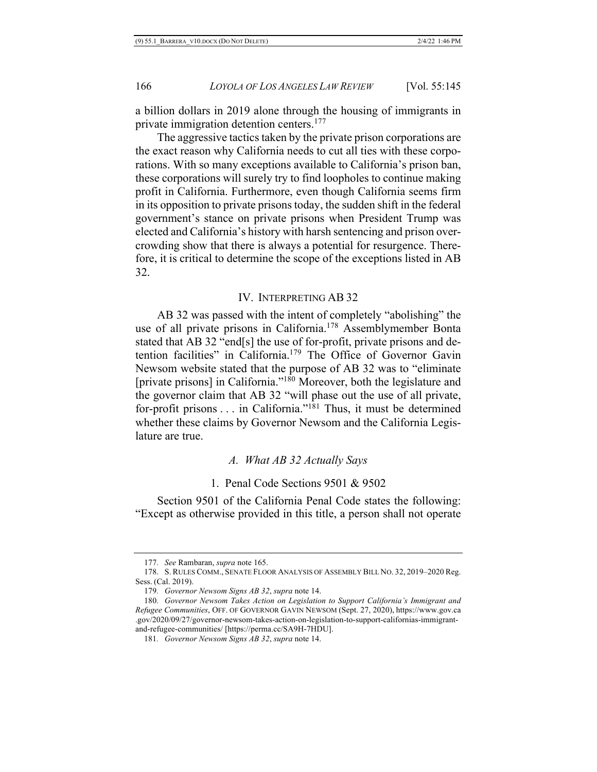a billion dollars in 2019 alone through the housing of immigrants in private immigration detention centers.[177]

The aggressive tactics taken by the private prison corporations are the exact reason why California needs to cut all ties with these corporations. With so many exceptions available to California's prison ban, these corporations will surely try to find loopholes to continue making profit in California. Furthermore, even though California seems firm in its opposition to private prisons today, the sudden shift in the federal government's stance on private prisons when President Trump was elected and California's history with harsh sentencing and prison overcrowding show that there is always a potential for resurgence. Therefore, it is critical to determine the scope of the exceptions listed in AB 32.

## IV. INTERPRETING AB 32

AB 32 was passed with the intent of completely "abolishing" the use of all private prisons in California.[178] Assemblymember Bonta stated that AB 32 "end[s] the use of for-profit, private prisons and detention facilities" in California.[179] The Office of Governor Gavin Newsom website stated that the purpose of AB 32 was to "eliminate [private prisons] in California."[180] Moreover, both the legislature and the governor claim that AB 32 "will phase out the use of all private, for-profit prisons . . . in California."[181] Thus, it must be determined whether these claims by Governor Newsom and the California Legislature are true.

### *A. What AB 32 Actually Says*

#### 1. Penal Code Sections 9501 & 9502

Section 9501 of the California Penal Code states the following: "Except as otherwise provided in this title, a person shall not operate

---

177. *See* Rambaran, *supra* note 165.

178. S. RULES COMM., SENATE FLOOR ANALYSIS OF ASSEMBLY BILL NO. 32, 2019–2020 Reg. Sess. (Cal. 2019).

179. *Governor Newsom Signs AB 32*, *supra* note 14.

180. *Governor Newsom Takes Action on Legislation to Support California's Immigrant and Refugee Communities*, OFF. OF GOVERNOR GAVIN NEWSOM (Sept. 27, 2020), https://www.gov.ca.gov/2020/09/27/governor-newsom-takes-action-on-legislation-to-support-californias-immigrant-and-refugee-communities/ [https://perma.cc/SA9H-7HDU].

181. *Governor Newsom Signs AB 32*, *supra* note 14.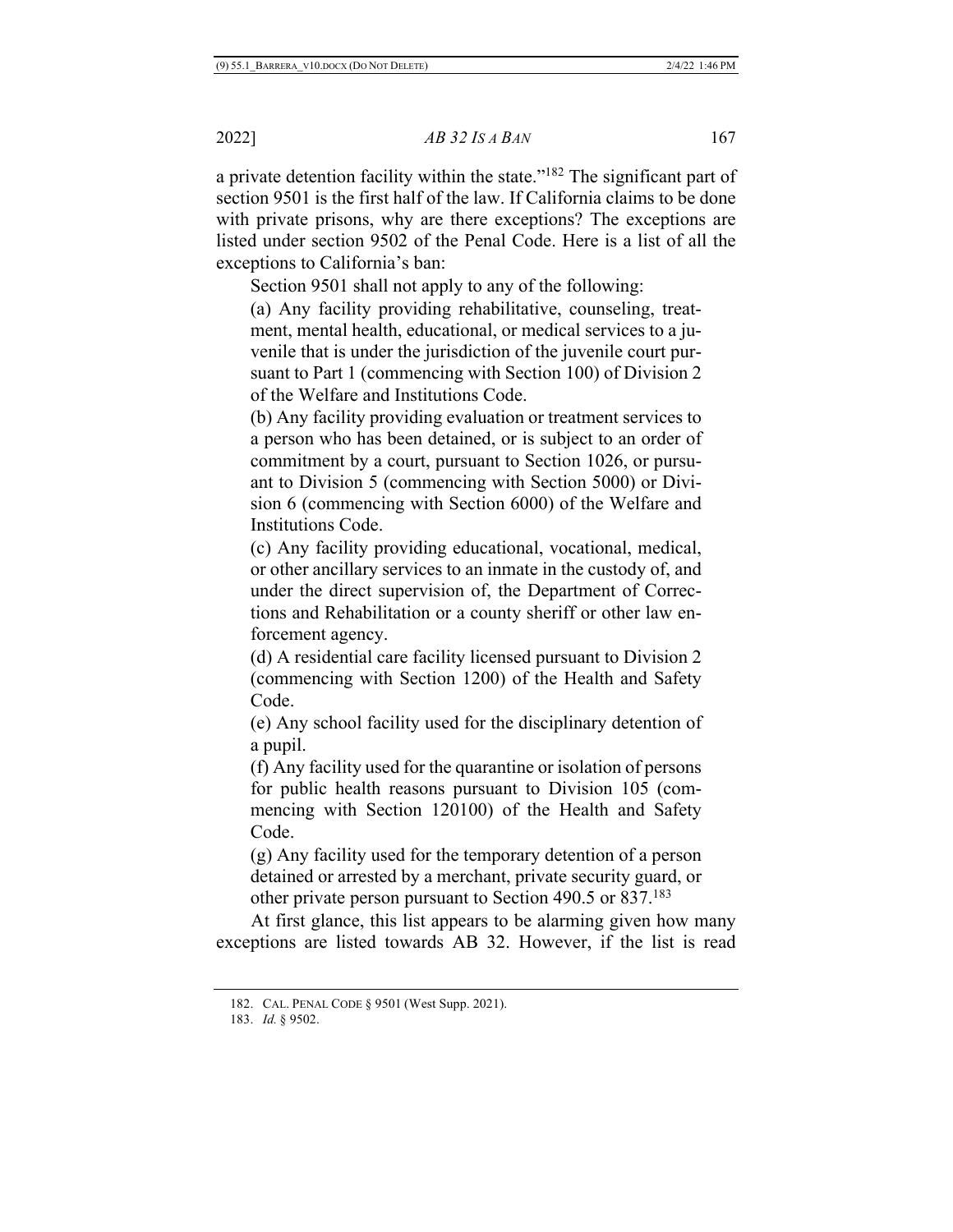a private detention facility within the state."[182] The significant part of section 9501 is the first half of the law. If California claims to be done with private prisons, why are there exceptions? The exceptions are listed under section 9502 of the Penal Code. Here is a list of all the exceptions to California's ban:

> Section 9501 shall not apply to any of the following:
>
> (a) Any facility providing rehabilitative, counseling, treatment, mental health, educational, or medical services to a juvenile that is under the jurisdiction of the juvenile court pursuant to Part 1 (commencing with Section 100) of Division 2 of the Welfare and Institutions Code.
>
> (b) Any facility providing evaluation or treatment services to a person who has been detained, or is subject to an order of commitment by a court, pursuant to Section 1026, or pursuant to Division 5 (commencing with Section 5000) or Division 6 (commencing with Section 6000) of the Welfare and Institutions Code.
>
> (c) Any facility providing educational, vocational, medical, or other ancillary services to an inmate in the custody of, and under the direct supervision of, the Department of Corrections and Rehabilitation or a county sheriff or other law enforcement agency.
>
> (d) A residential care facility licensed pursuant to Division 2 (commencing with Section 1200) of the Health and Safety Code.
>
> (e) Any school facility used for the disciplinary detention of a pupil.
>
> (f) Any facility used for the quarantine or isolation of persons for public health reasons pursuant to Division 105 (commencing with Section 120100) of the Health and Safety Code.
>
> (g) Any facility used for the temporary detention of a person detained or arrested by a merchant, private security guard, or other private person pursuant to Section 490.5 or 837.[183]

At first glance, this list appears to be alarming given how many exceptions are listed towards AB 32. However, if the list is read

---

182. CAL. PENAL CODE § 9501 (West Supp. 2021).

183. *Id.* § 9502.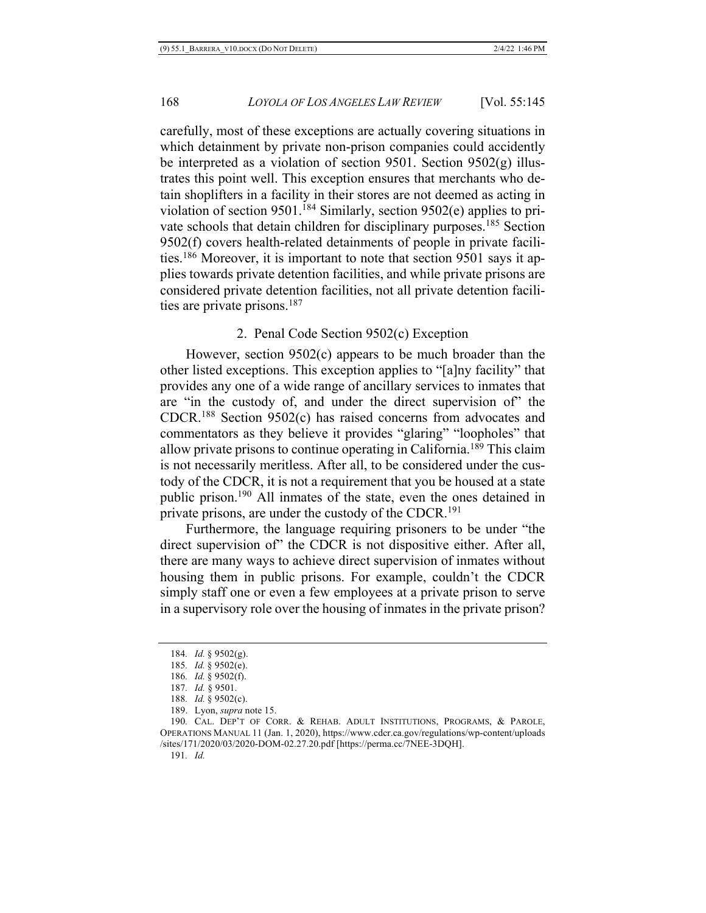carefully, most of these exceptions are actually covering situations in which detainment by private non-prison companies could accidently be interpreted as a violation of section 9501. Section 9502(g) illustrates this point well. This exception ensures that merchants who detain shoplifters in a facility in their stores are not deemed as acting in violation of section 9501.[184] Similarly, section 9502(e) applies to private schools that detain children for disciplinary purposes.[185] Section 9502(f) covers health-related detainments of people in private facilities.[186] Moreover, it is important to note that section 9501 says it applies towards private detention facilities, and while private prisons are considered private detention facilities, not all private detention facilities are private prisons.[187]

### 2. Penal Code Section 9502(c) Exception

However, section 9502(c) appears to be much broader than the other listed exceptions. This exception applies to "[a]ny facility" that provides any one of a wide range of ancillary services to inmates that are "in the custody of, and under the direct supervision of" the CDCR.[188] Section 9502(c) has raised concerns from advocates and commentators as they believe it provides "glaring" "loopholes" that allow private prisons to continue operating in California.[189] This claim is not necessarily meritless. After all, to be considered under the custody of the CDCR, it is not a requirement that you be housed at a state public prison.[190] All inmates of the state, even the ones detained in private prisons, are under the custody of the CDCR.[191]

Furthermore, the language requiring prisoners to be under "the direct supervision of" the CDCR is not dispositive either. After all, there are many ways to achieve direct supervision of inmates without housing them in public prisons. For example, couldn't the CDCR simply staff one or even a few employees at a private prison to serve in a supervisory role over the housing of inmates in the private prison?

---

184. *Id.* § 9502(g).

185. *Id.* § 9502(e).

186. *Id.* § 9502(f).

187. *Id.* § 9501.

188. *Id.* § 9502(c).

189. Lyon, *supra* note 15.

190. CAL. DEP'T OF CORR. & REHAB. ADULT INSTITUTIONS, PROGRAMS, & PAROLE, OPERATIONS MANUAL 11 (Jan. 1, 2020), https://www.cdcr.ca.gov/regulations/wp-content/uploads/sites/171/2020/03/2020-DOM-02.27.20.pdf [https://perma.cc/7NEE-3DQH].

191. *Id.*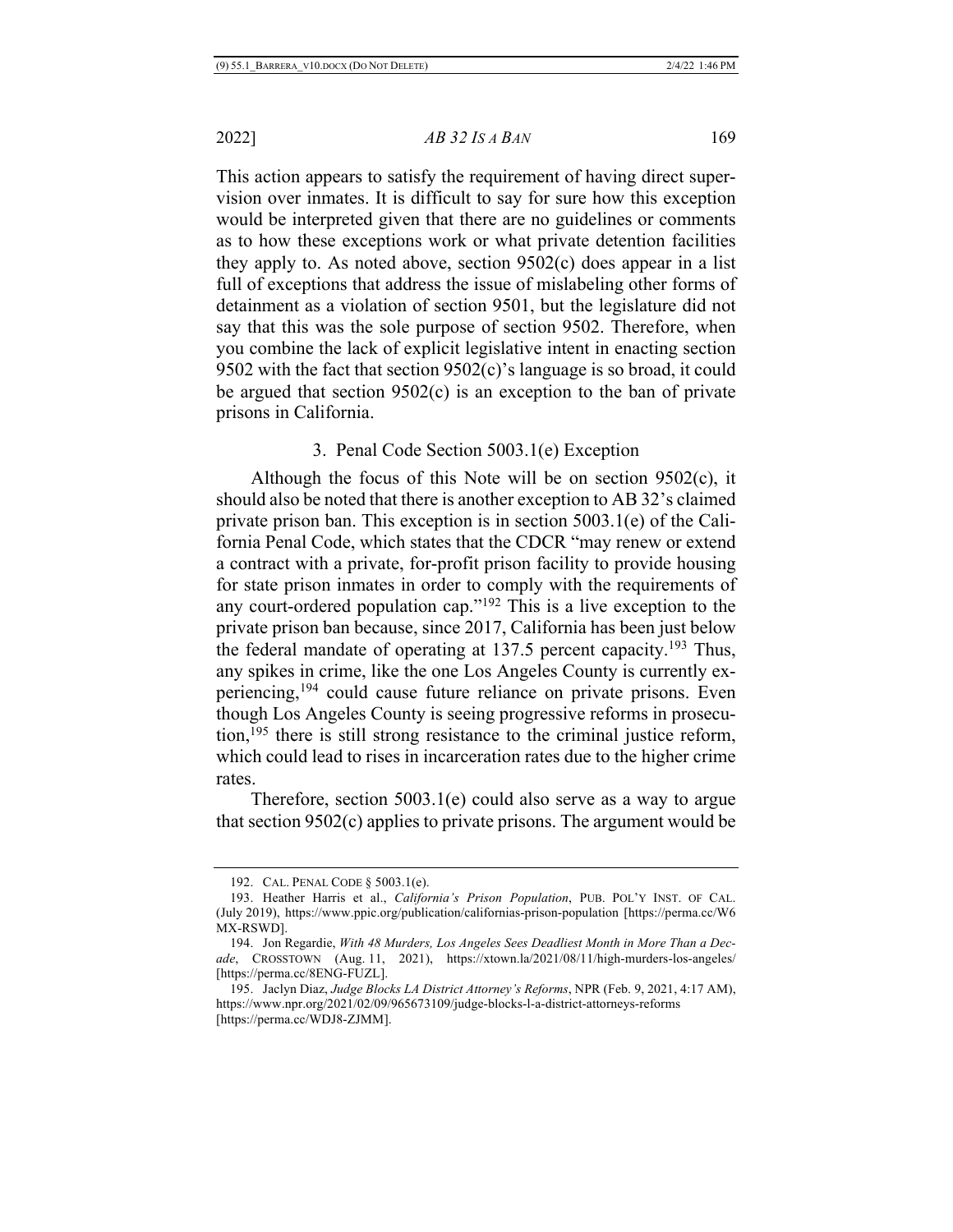This action appears to satisfy the requirement of having direct supervision over inmates. It is difficult to say for sure how this exception would be interpreted given that there are no guidelines or comments as to how these exceptions work or what private detention facilities they apply to. As noted above, section 9502(c) does appear in a list full of exceptions that address the issue of mislabeling other forms of detainment as a violation of section 9501, but the legislature did not say that this was the sole purpose of section 9502. Therefore, when you combine the lack of explicit legislative intent in enacting section 9502 with the fact that section 9502(c)'s language is so broad, it could be argued that section 9502(c) is an exception to the ban of private prisons in California.

### 3. Penal Code Section 5003.1(e) Exception

Although the focus of this Note will be on section 9502(c), it should also be noted that there is another exception to AB 32's claimed private prison ban. This exception is in section 5003.1(e) of the California Penal Code, which states that the CDCR "may renew or extend a contract with a private, for-profit prison facility to provide housing for state prison inmates in order to comply with the requirements of any court-ordered population cap."[192] This is a live exception to the private prison ban because, since 2017, California has been just below the federal mandate of operating at 137.5 percent capacity.[193] Thus, any spikes in crime, like the one Los Angeles County is currently experiencing,[194] could cause future reliance on private prisons. Even though Los Angeles County is seeing progressive reforms in prosecution,[195] there is still strong resistance to the criminal justice reform, which could lead to rises in incarceration rates due to the higher crime rates.

Therefore, section 5003.1(e) could also serve as a way to argue that section 9502(c) applies to private prisons. The argument would be

---

192. CAL. PENAL CODE § 5003.1(e).

193. Heather Harris et al., *California's Prison Population*, PUB. POL'Y INST. OF CAL. (July 2019), https://www.ppic.org/publication/californias-prison-population [https://perma.cc/W6MX-RSWD].

194. Jon Regardie, *With 48 Murders, Los Angeles Sees Deadliest Month in More Than a Decade*, CROSSTOWN (Aug. 11, 2021), https://xtown.la/2021/08/11/high-murders-los-angeles/ [https://perma.cc/8ENG-FUZL].

195. Jaclyn Diaz, *Judge Blocks LA District Attorney's Reforms*, NPR (Feb. 9, 2021, 4:17 AM), https://www.npr.org/2021/02/09/965673109/judge-blocks-l-a-district-attorneys-reforms [https://perma.cc/WDJ8-ZJMM].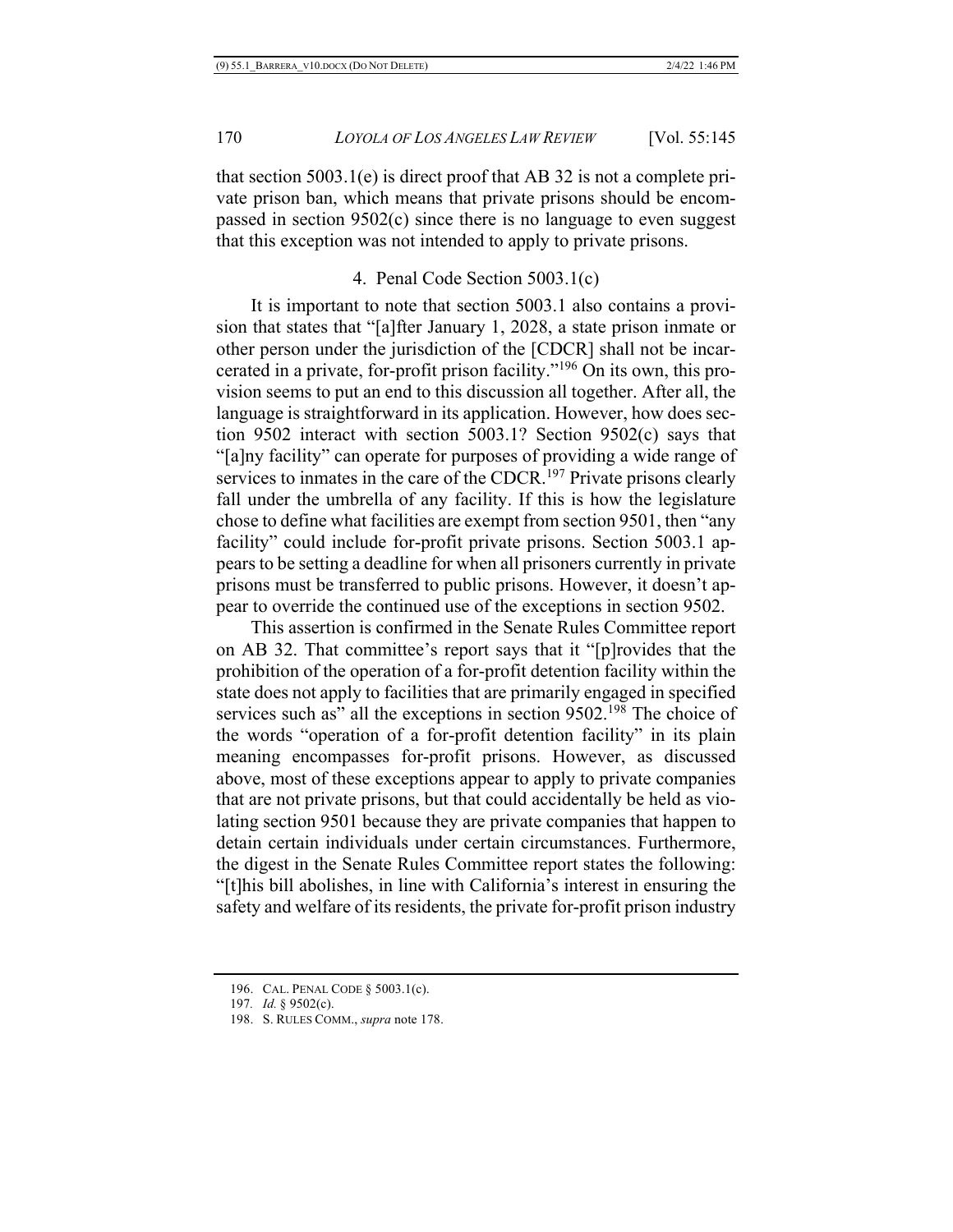that section 5003.1(e) is direct proof that AB 32 is not a complete private prison ban, which means that private prisons should be encompassed in section 9502(c) since there is no language to even suggest that this exception was not intended to apply to private prisons.

### 4. Penal Code Section 5003.1(c)

It is important to note that section 5003.1 also contains a provision that states that "[a]fter January 1, 2028, a state prison inmate or other person under the jurisdiction of the [CDCR] shall not be incarcerated in a private, for-profit prison facility."[196] On its own, this provision seems to put an end to this discussion all together. After all, the language is straightforward in its application. However, how does section 9502 interact with section 5003.1? Section 9502(c) says that "[a]ny facility" can operate for purposes of providing a wide range of services to inmates in the care of the CDCR.[197] Private prisons clearly fall under the umbrella of any facility. If this is how the legislature chose to define what facilities are exempt from section 9501, then "any facility" could include for-profit private prisons. Section 5003.1 appears to be setting a deadline for when all prisoners currently in private prisons must be transferred to public prisons. However, it doesn't appear to override the continued use of the exceptions in section 9502.

This assertion is confirmed in the Senate Rules Committee report on AB 32. That committee's report says that it "[p]rovides that the prohibition of the operation of a for-profit detention facility within the state does not apply to facilities that are primarily engaged in specified services such as" all the exceptions in section 9502.[198] The choice of the words "operation of a for-profit detention facility" in its plain meaning encompasses for-profit prisons. However, as discussed above, most of these exceptions appear to apply to private companies that are not private prisons, but that could accidentally be held as violating section 9501 because they are private companies that happen to detain certain individuals under certain circumstances. Furthermore, the digest in the Senate Rules Committee report states the following: "[t]his bill abolishes, in line with California's interest in ensuring the safety and welfare of its residents, the private for-profit prison industry

---

196. CAL. PENAL CODE § 5003.1(c).

197. *Id.* § 9502(c).

198. S. RULES COMM., *supra* note 178.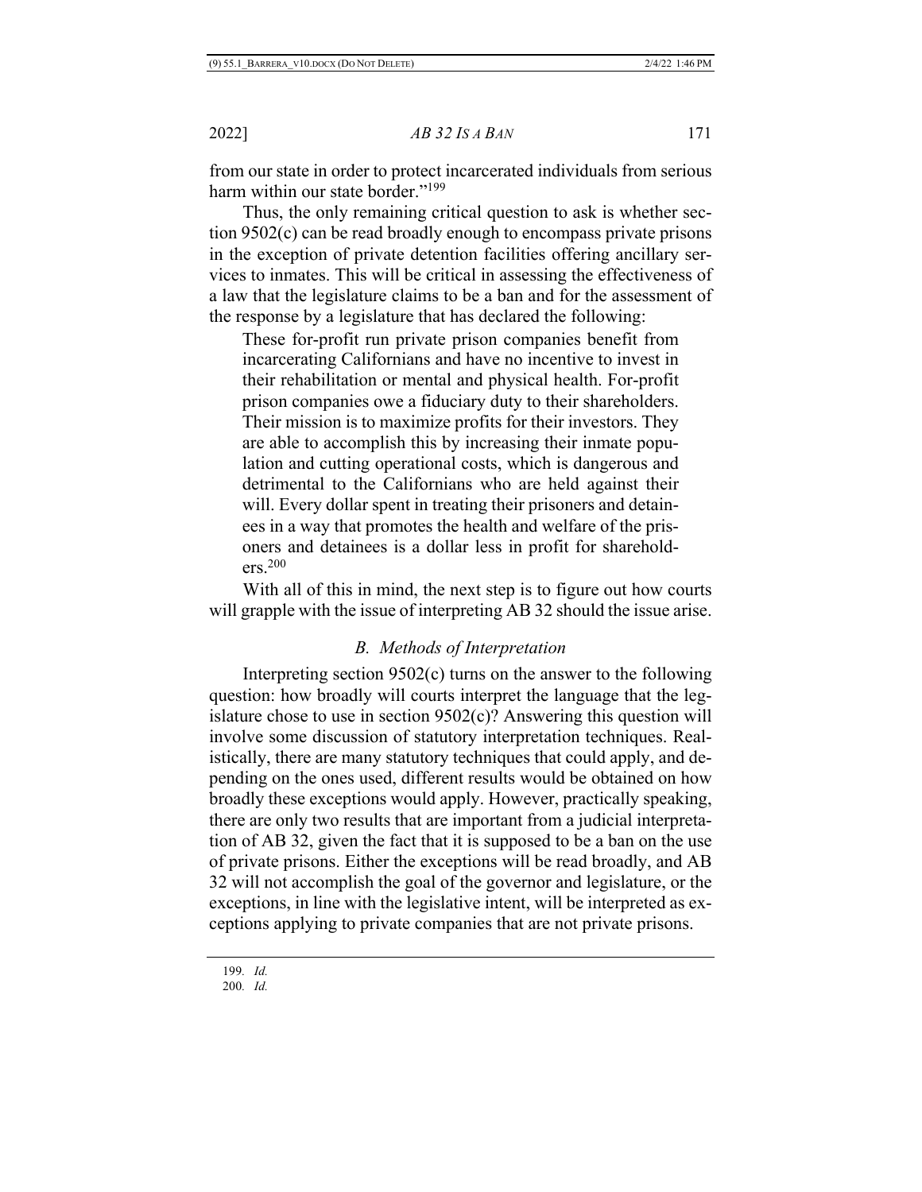from our state in order to protect incarcerated individuals from serious harm within our state border."[199]

Thus, the only remaining critical question to ask is whether section 9502(c) can be read broadly enough to encompass private prisons in the exception of private detention facilities offering ancillary services to inmates. This will be critical in assessing the effectiveness of a law that the legislature claims to be a ban and for the assessment of the response by a legislature that has declared the following:

> These for-profit run private prison companies benefit from incarcerating Californians and have no incentive to invest in their rehabilitation or mental and physical health. For-profit prison companies owe a fiduciary duty to their shareholders. Their mission is to maximize profits for their investors. They are able to accomplish this by increasing their inmate population and cutting operational costs, which is dangerous and detrimental to the Californians who are held against their will. Every dollar spent in treating their prisoners and detainees in a way that promotes the health and welfare of the prisoners and detainees is a dollar less in profit for shareholders.[200]

With all of this in mind, the next step is to figure out how courts will grapple with the issue of interpreting AB 32 should the issue arise.

### *B. Methods of Interpretation*

Interpreting section 9502(c) turns on the answer to the following question: how broadly will courts interpret the language that the legislature chose to use in section 9502(c)? Answering this question will involve some discussion of statutory interpretation techniques. Realistically, there are many statutory techniques that could apply, and depending on the ones used, different results would be obtained on how broadly these exceptions would apply. However, practically speaking, there are only two results that are important from a judicial interpretation of AB 32, given the fact that it is supposed to be a ban on the use of private prisons. Either the exceptions will be read broadly, and AB 32 will not accomplish the goal of the governor and legislature, or the exceptions, in line with the legislative intent, will be interpreted as exceptions applying to private companies that are not private prisons.

---

199. *Id.*
200. *Id.*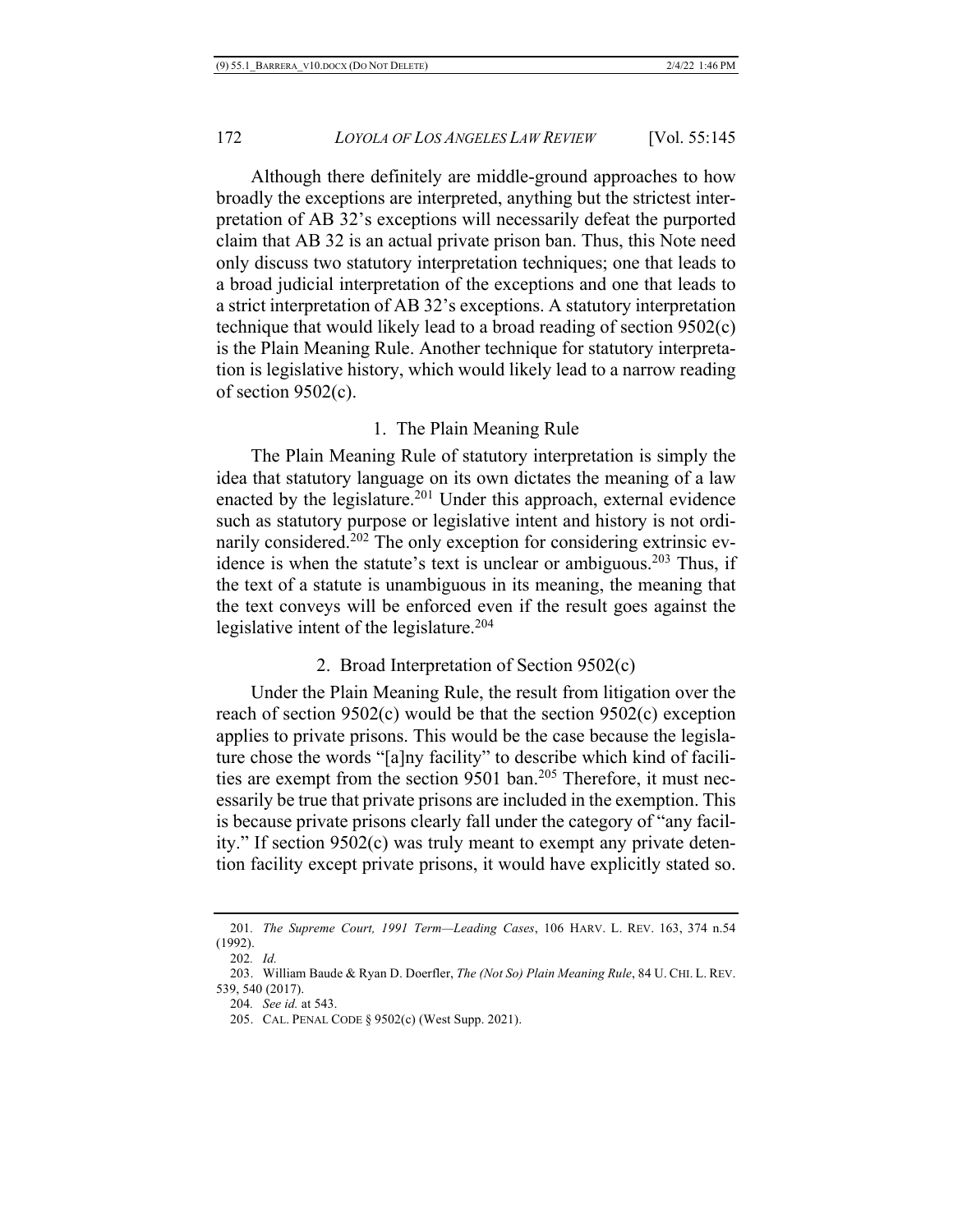Although there definitely are middle-ground approaches to how broadly the exceptions are interpreted, anything but the strictest interpretation of AB 32's exceptions will necessarily defeat the purported claim that AB 32 is an actual private prison ban. Thus, this Note need only discuss two statutory interpretation techniques; one that leads to a broad judicial interpretation of the exceptions and one that leads to a strict interpretation of AB 32's exceptions. A statutory interpretation technique that would likely lead to a broad reading of section 9502(c) is the Plain Meaning Rule. Another technique for statutory interpretation is legislative history, which would likely lead to a narrow reading of section 9502(c).

### 1. The Plain Meaning Rule

The Plain Meaning Rule of statutory interpretation is simply the idea that statutory language on its own dictates the meaning of a law enacted by the legislature.[201] Under this approach, external evidence such as statutory purpose or legislative intent and history is not ordinarily considered.[202] The only exception for considering extrinsic evidence is when the statute's text is unclear or ambiguous.[203] Thus, if the text of a statute is unambiguous in its meaning, the meaning that the text conveys will be enforced even if the result goes against the legislative intent of the legislature.[204]

### 2. Broad Interpretation of Section 9502(c)

Under the Plain Meaning Rule, the result from litigation over the reach of section 9502(c) would be that the section 9502(c) exception applies to private prisons. This would be the case because the legislature chose the words "[a]ny facility" to describe which kind of facilities are exempt from the section 9501 ban.[205] Therefore, it must necessarily be true that private prisons are included in the exemption. This is because private prisons clearly fall under the category of "any facility." If section 9502(c) was truly meant to exempt any private detention facility except private prisons, it would have explicitly stated so.

---

201. *The Supreme Court, 1991 Term—Leading Cases*, 106 HARV. L. REV. 163, 374 n.54 (1992).

202. *Id.*

203. William Baude & Ryan D. Doerfler, *The (Not So) Plain Meaning Rule*, 84 U. CHI. L. REV. 539, 540 (2017).

204. *See id.* at 543.

205. CAL. PENAL CODE § 9502(c) (West Supp. 2021).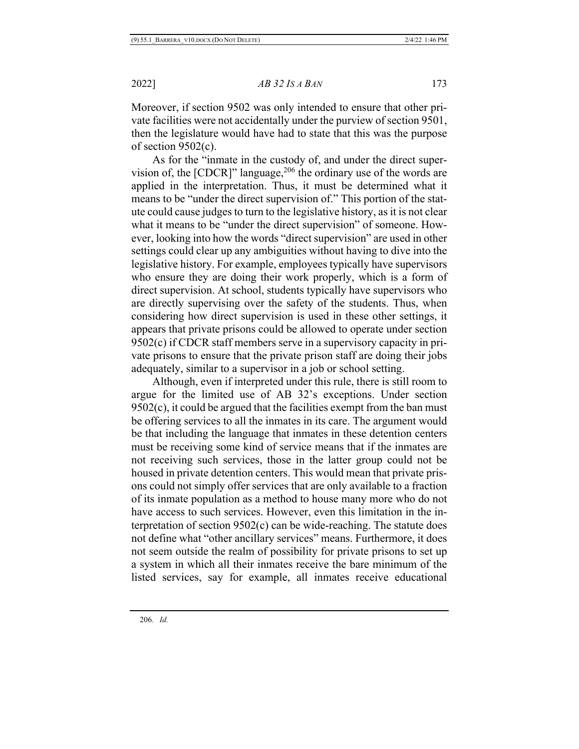Moreover, if section 9502 was only intended to ensure that other private facilities were not accidentally under the purview of section 9501, then the legislature would have had to state that this was the purpose of section 9502(c).

As for the "inmate in the custody of, and under the direct supervision of, the [CDCR]" language,[206] the ordinary use of the words are applied in the interpretation. Thus, it must be determined what it means to be "under the direct supervision of." This portion of the statute could cause judges to turn to the legislative history, as it is not clear what it means to be "under the direct supervision" of someone. However, looking into how the words "direct supervision" are used in other settings could clear up any ambiguities without having to dive into the legislative history. For example, employees typically have supervisors who ensure they are doing their work properly, which is a form of direct supervision. At school, students typically have supervisors who are directly supervising over the safety of the students. Thus, when considering how direct supervision is used in these other settings, it appears that private prisons could be allowed to operate under section 9502(c) if CDCR staff members serve in a supervisory capacity in private prisons to ensure that the private prison staff are doing their jobs adequately, similar to a supervisor in a job or school setting.

Although, even if interpreted under this rule, there is still room to argue for the limited use of AB 32's exceptions. Under section 9502(c), it could be argued that the facilities exempt from the ban must be offering services to all the inmates in its care. The argument would be that including the language that inmates in these detention centers must be receiving some kind of service means that if the inmates are not receiving such services, those in the latter group could not be housed in private detention centers. This would mean that private prisons could not simply offer services that are only available to a fraction of its inmate population as a method to house many more who do not have access to such services. However, even this limitation in the interpretation of section 9502(c) can be wide-reaching. The statute does not define what "other ancillary services" means. Furthermore, it does not seem outside the realm of possibility for private prisons to set up a system in which all their inmates receive the bare minimum of the listed services, say for example, all inmates receive educational

206. *Id.*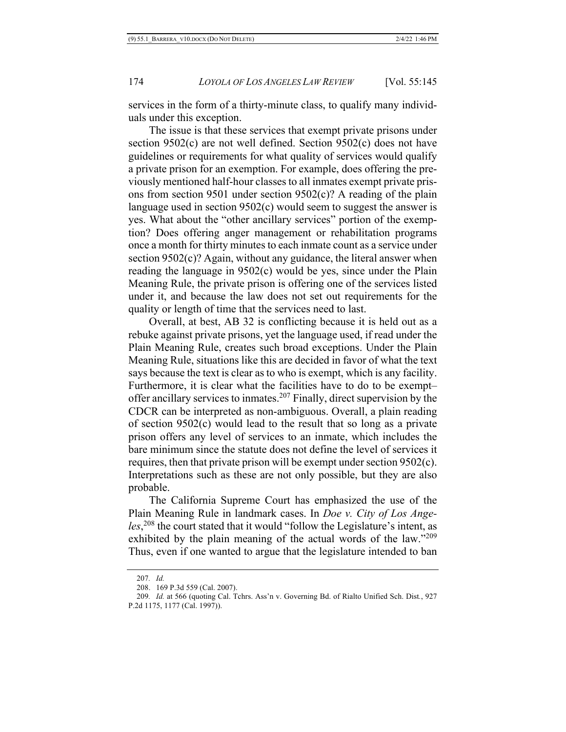services in the form of a thirty-minute class, to qualify many individuals under this exception.

The issue is that these services that exempt private prisons under section 9502(c) are not well defined. Section 9502(c) does not have guidelines or requirements for what quality of services would qualify a private prison for an exemption. For example, does offering the previously mentioned half-hour classes to all inmates exempt private prisons from section 9501 under section 9502(c)? A reading of the plain language used in section 9502(c) would seem to suggest the answer is yes. What about the "other ancillary services" portion of the exemption? Does offering anger management or rehabilitation programs once a month for thirty minutes to each inmate count as a service under section 9502(c)? Again, without any guidance, the literal answer when reading the language in 9502(c) would be yes, since under the Plain Meaning Rule, the private prison is offering one of the services listed under it, and because the law does not set out requirements for the quality or length of time that the services need to last.

Overall, at best, AB 32 is conflicting because it is held out as a rebuke against private prisons, yet the language used, if read under the Plain Meaning Rule, creates such broad exceptions. Under the Plain Meaning Rule, situations like this are decided in favor of what the text says because the text is clear as to who is exempt, which is any facility. Furthermore, it is clear what the facilities have to do to be exempt–offer ancillary services to inmates.[207] Finally, direct supervision by the CDCR can be interpreted as non-ambiguous. Overall, a plain reading of section 9502(c) would lead to the result that so long as a private prison offers any level of services to an inmate, which includes the bare minimum since the statute does not define the level of services it requires, then that private prison will be exempt under section 9502(c). Interpretations such as these are not only possible, but they are also probable.

The California Supreme Court has emphasized the use of the Plain Meaning Rule in landmark cases. In *Doe v. City of Los Angeles*,[208] the court stated that it would "follow the Legislature's intent, as exhibited by the plain meaning of the actual words of the law."[209] Thus, even if one wanted to argue that the legislature intended to ban

---

207. *Id.*

208. 169 P.3d 559 (Cal. 2007).

209. *Id.* at 566 (quoting Cal. Tchrs. Ass'n v. Governing Bd. of Rialto Unified Sch. Dist., 927 P.2d 1175, 1177 (Cal. 1997)).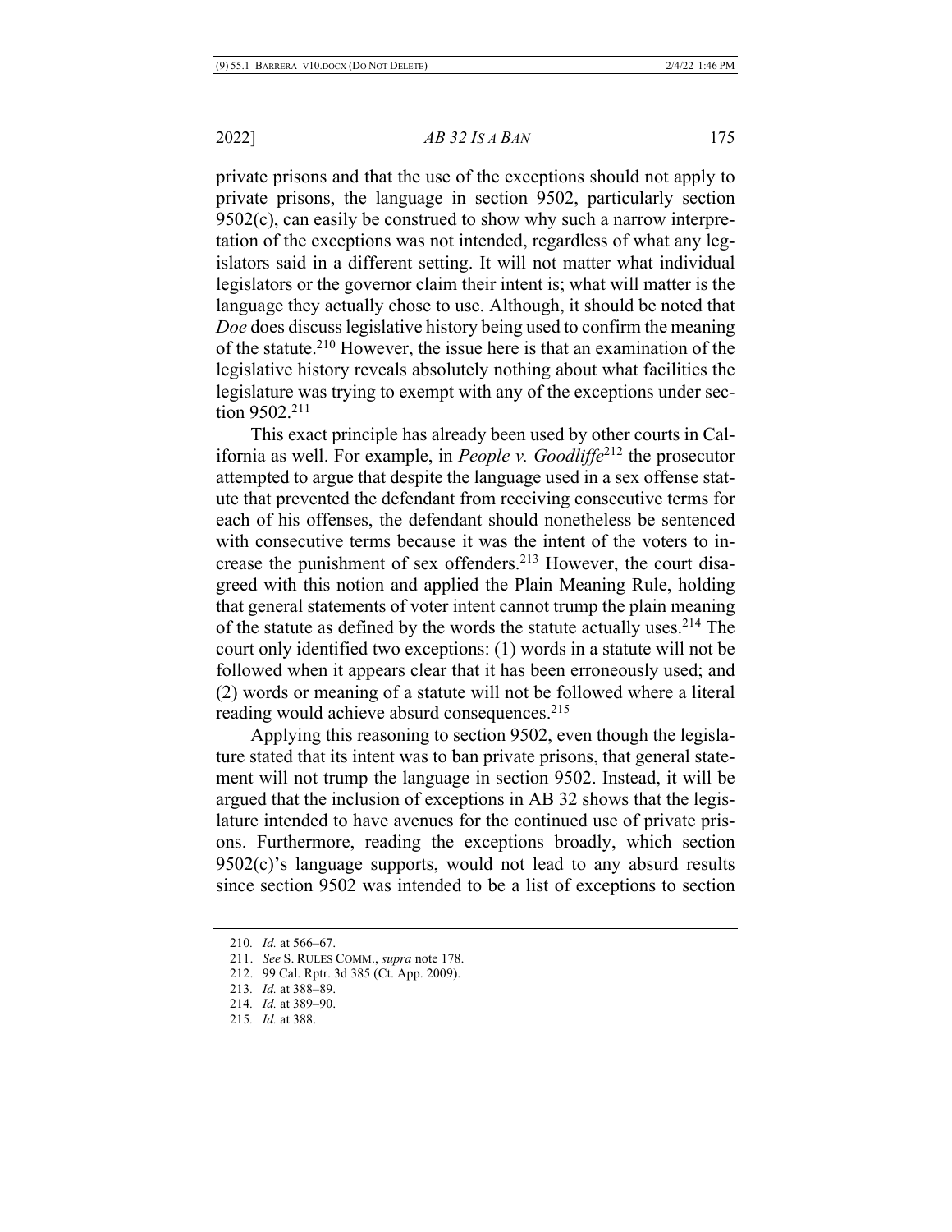private prisons and that the use of the exceptions should not apply to private prisons, the language in section 9502, particularly section 9502(c), can easily be construed to show why such a narrow interpretation of the exceptions was not intended, regardless of what any legislators said in a different setting. It will not matter what individual legislators or the governor claim their intent is; what will matter is the language they actually chose to use. Although, it should be noted that *Doe* does discuss legislative history being used to confirm the meaning of the statute.[210] However, the issue here is that an examination of the legislative history reveals absolutely nothing about what facilities the legislature was trying to exempt with any of the exceptions under section 9502.[211]

This exact principle has already been used by other courts in California as well. For example, in *People v. Goodliffe*[212] the prosecutor attempted to argue that despite the language used in a sex offense statute that prevented the defendant from receiving consecutive terms for each of his offenses, the defendant should nonetheless be sentenced with consecutive terms because it was the intent of the voters to increase the punishment of sex offenders.[213] However, the court disagreed with this notion and applied the Plain Meaning Rule, holding that general statements of voter intent cannot trump the plain meaning of the statute as defined by the words the statute actually uses.[214] The court only identified two exceptions: (1) words in a statute will not be followed when it appears clear that it has been erroneously used; and (2) words or meaning of a statute will not be followed where a literal reading would achieve absurd consequences.[215]

Applying this reasoning to section 9502, even though the legislature stated that its intent was to ban private prisons, that general statement will not trump the language in section 9502. Instead, it will be argued that the inclusion of exceptions in AB 32 shows that the legislature intended to have avenues for the continued use of private prisons. Furthermore, reading the exceptions broadly, which section 9502(c)'s language supports, would not lead to any absurd results since section 9502 was intended to be a list of exceptions to section

---

210. *Id.* at 566–67.

211. *See* S. RULES COMM., *supra* note 178.

212. 99 Cal. Rptr. 3d 385 (Ct. App. 2009).

213. *Id.* at 388–89.

214. *Id.* at 389–90.

215. *Id.* at 388.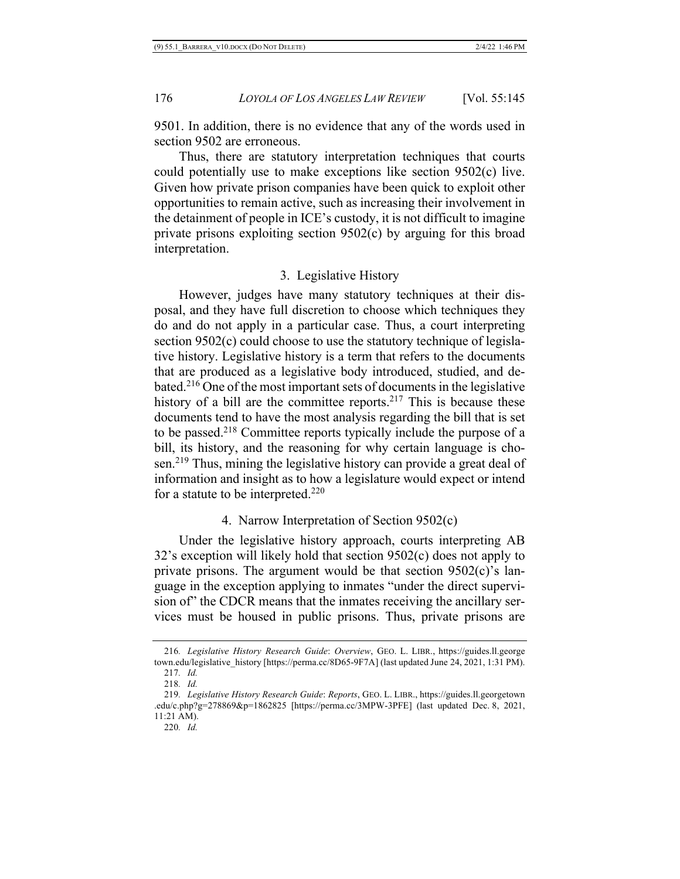9501. In addition, there is no evidence that any of the words used in section 9502 are erroneous.

Thus, there are statutory interpretation techniques that courts could potentially use to make exceptions like section 9502(c) live. Given how private prison companies have been quick to exploit other opportunities to remain active, such as increasing their involvement in the detainment of people in ICE's custody, it is not difficult to imagine private prisons exploiting section 9502(c) by arguing for this broad interpretation.

### 3. Legislative History

However, judges have many statutory techniques at their disposal, and they have full discretion to choose which techniques they do and do not apply in a particular case. Thus, a court interpreting section 9502(c) could choose to use the statutory technique of legislative history. Legislative history is a term that refers to the documents that are produced as a legislative body introduced, studied, and debated.[216] One of the most important sets of documents in the legislative history of a bill are the committee reports.[217] This is because these documents tend to have the most analysis regarding the bill that is set to be passed.[218] Committee reports typically include the purpose of a bill, its history, and the reasoning for why certain language is chosen.[219] Thus, mining the legislative history can provide a great deal of information and insight as to how a legislature would expect or intend for a statute to be interpreted.[220]

### 4. Narrow Interpretation of Section 9502(c)

Under the legislative history approach, courts interpreting AB 32's exception will likely hold that section 9502(c) does not apply to private prisons. The argument would be that section 9502(c)'s language in the exception applying to inmates "under the direct supervision of" the CDCR means that the inmates receiving the ancillary services must be housed in public prisons. Thus, private prisons are

---

216. *Legislative History Research Guide*: *Overview*, GEO. L. LIBR., https://guides.ll.georgetown.edu/legislative_history [https://perma.cc/8D65-9F7A] (last updated June 24, 2021, 1:31 PM).

217. *Id.*

218. *Id.*

219. *Legislative History Research Guide*: *Reports*, GEO. L. LIBR., https://guides.ll.georgetown.edu/c.php?g=278869&p=1862825 [https://perma.cc/3MPW-3PFE] (last updated Dec. 8, 2021, 11:21 AM).

220. *Id.*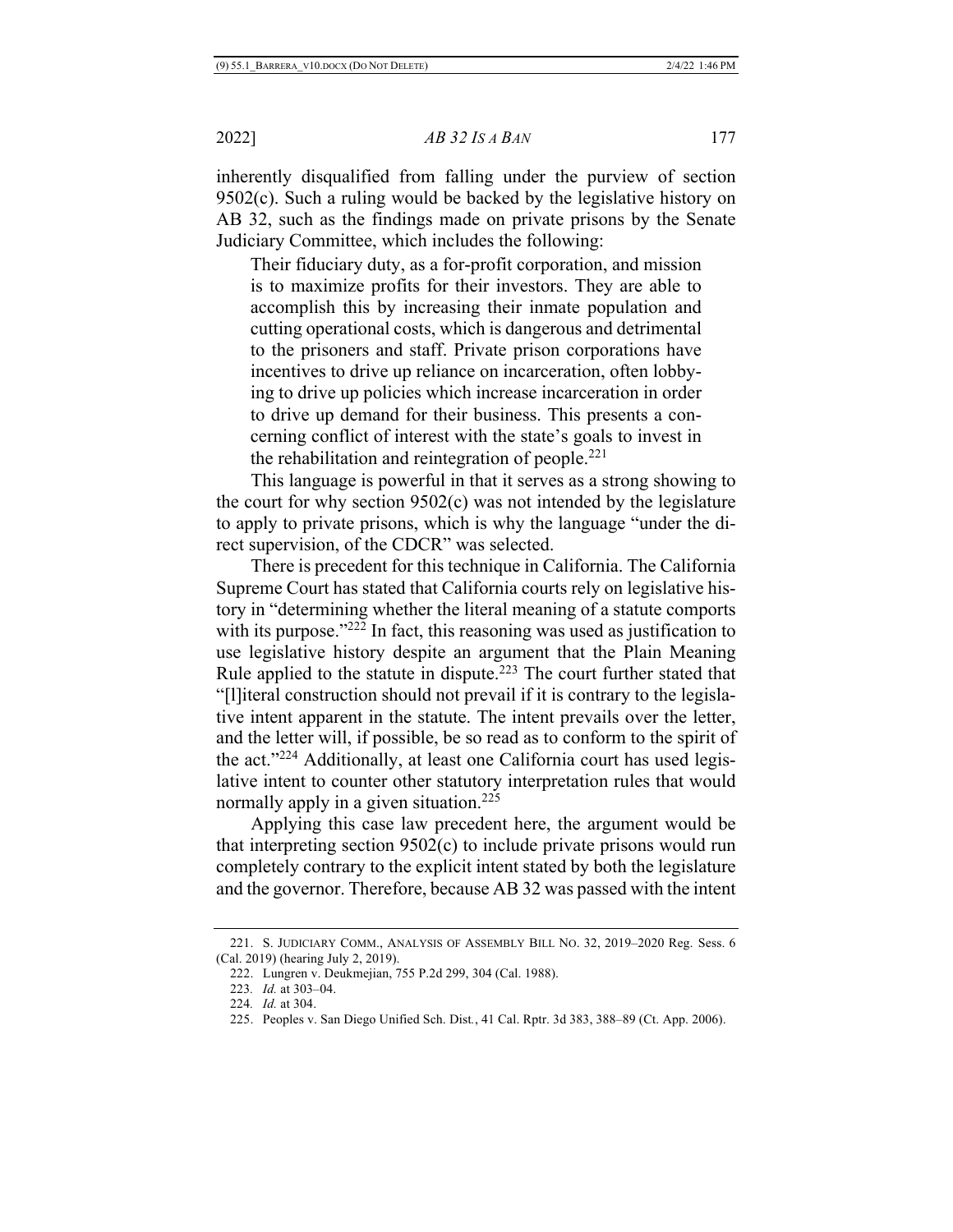inherently disqualified from falling under the purview of section 9502(c). Such a ruling would be backed by the legislative history on AB 32, such as the findings made on private prisons by the Senate Judiciary Committee, which includes the following:

> Their fiduciary duty, as a for-profit corporation, and mission is to maximize profits for their investors. They are able to accomplish this by increasing their inmate population and cutting operational costs, which is dangerous and detrimental to the prisoners and staff. Private prison corporations have incentives to drive up reliance on incarceration, often lobbying to drive up policies which increase incarceration in order to drive up demand for their business. This presents a concerning conflict of interest with the state's goals to invest in the rehabilitation and reintegration of people.[221]

This language is powerful in that it serves as a strong showing to the court for why section 9502(c) was not intended by the legislature to apply to private prisons, which is why the language "under the direct supervision, of the CDCR" was selected.

There is precedent for this technique in California. The California Supreme Court has stated that California courts rely on legislative history in "determining whether the literal meaning of a statute comports with its purpose."[222] In fact, this reasoning was used as justification to use legislative history despite an argument that the Plain Meaning Rule applied to the statute in dispute.[223] The court further stated that "[l]iteral construction should not prevail if it is contrary to the legislative intent apparent in the statute. The intent prevails over the letter, and the letter will, if possible, be so read as to conform to the spirit of the act."[224] Additionally, at least one California court has used legislative intent to counter other statutory interpretation rules that would normally apply in a given situation.[225]

Applying this case law precedent here, the argument would be that interpreting section 9502(c) to include private prisons would run completely contrary to the explicit intent stated by both the legislature and the governor. Therefore, because AB 32 was passed with the intent

---

221. S. JUDICIARY COMM., ANALYSIS OF ASSEMBLY BILL NO. 32, 2019–2020 Reg. Sess. 6 (Cal. 2019) (hearing July 2, 2019).

222. Lungren v. Deukmejian, 755 P.2d 299, 304 (Cal. 1988).

223. *Id.* at 303–04.

224. *Id.* at 304.

225. Peoples v. San Diego Unified Sch. Dist., 41 Cal. Rptr. 3d 383, 388–89 (Ct. App. 2006).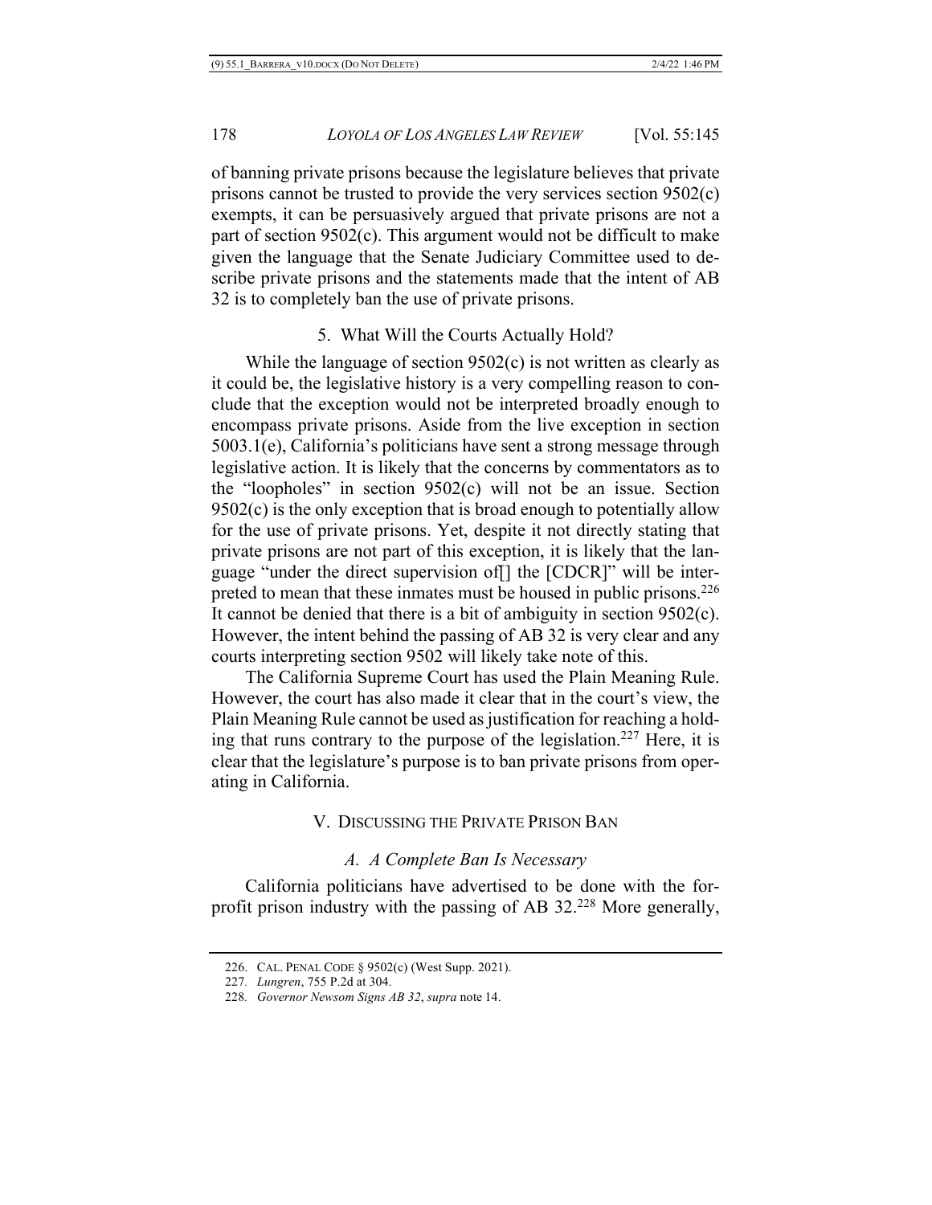of banning private prisons because the legislature believes that private prisons cannot be trusted to provide the very services section 9502(c) exempts, it can be persuasively argued that private prisons are not a part of section 9502(c). This argument would not be difficult to make given the language that the Senate Judiciary Committee used to describe private prisons and the statements made that the intent of AB 32 is to completely ban the use of private prisons.

#### 5. What Will the Courts Actually Hold?

While the language of section 9502(c) is not written as clearly as it could be, the legislative history is a very compelling reason to conclude that the exception would not be interpreted broadly enough to encompass private prisons. Aside from the live exception in section 5003.1(e), California's politicians have sent a strong message through legislative action. It is likely that the concerns by commentators as to the "loopholes" in section 9502(c) will not be an issue. Section 9502(c) is the only exception that is broad enough to potentially allow for the use of private prisons. Yet, despite it not directly stating that private prisons are not part of this exception, it is likely that the language "under the direct supervision of[] the [CDCR]" will be interpreted to mean that these inmates must be housed in public prisons.[226] It cannot be denied that there is a bit of ambiguity in section 9502(c). However, the intent behind the passing of AB 32 is very clear and any courts interpreting section 9502 will likely take note of this.

The California Supreme Court has used the Plain Meaning Rule. However, the court has also made it clear that in the court's view, the Plain Meaning Rule cannot be used as justification for reaching a holding that runs contrary to the purpose of the legislation.[227] Here, it is clear that the legislature's purpose is to ban private prisons from operating in California.

## V. Discussing the Private Prison Ban

### *A. A Complete Ban Is Necessary*

California politicians have advertised to be done with the for-profit prison industry with the passing of AB 32.[228] More generally,

---

226. Cal. Penal Code § 9502(c) (West Supp. 2021).

227. *Lungren*, 755 P.2d at 304.

228. *Governor Newsom Signs AB 32*, *supra* note 14.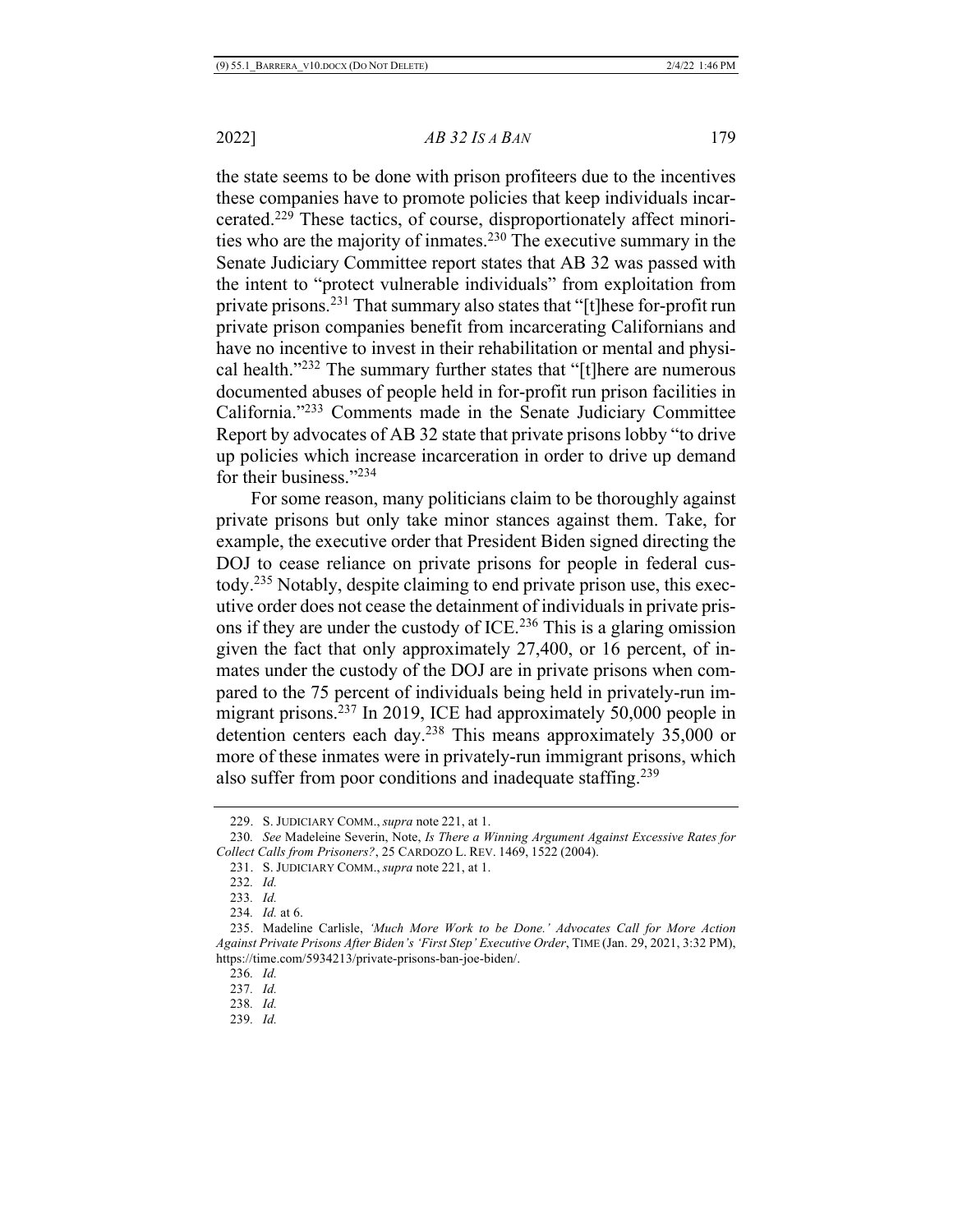the state seems to be done with prison profiteers due to the incentives these companies have to promote policies that keep individuals incarcerated.[229] These tactics, of course, disproportionately affect minorities who are the majority of inmates.[230] The executive summary in the Senate Judiciary Committee report states that AB 32 was passed with the intent to "protect vulnerable individuals" from exploitation from private prisons.[231] That summary also states that "[t]hese for-profit run private prison companies benefit from incarcerating Californians and have no incentive to invest in their rehabilitation or mental and physical health."[232] The summary further states that "[t]here are numerous documented abuses of people held in for-profit run prison facilities in California."[233] Comments made in the Senate Judiciary Committee Report by advocates of AB 32 state that private prisons lobby "to drive up policies which increase incarceration in order to drive up demand for their business."[234]

For some reason, many politicians claim to be thoroughly against private prisons but only take minor stances against them. Take, for example, the executive order that President Biden signed directing the DOJ to cease reliance on private prisons for people in federal custody.[235] Notably, despite claiming to end private prison use, this executive order does not cease the detainment of individuals in private prisons if they are under the custody of ICE.[236] This is a glaring omission given the fact that only approximately 27,400, or 16 percent, of inmates under the custody of the DOJ are in private prisons when compared to the 75 percent of individuals being held in privately-run immigrant prisons.[237] In 2019, ICE had approximately 50,000 people in detention centers each day.[238] This means approximately 35,000 or more of these inmates were in privately-run immigrant prisons, which also suffer from poor conditions and inadequate staffing.[239]

---

229. S. JUDICIARY COMM., *supra* note 221, at 1.

230. *See* Madeleine Severin, Note, *Is There a Winning Argument Against Excessive Rates for Collect Calls from Prisoners?*, 25 CARDOZO L. REV. 1469, 1522 (2004).

231. S. JUDICIARY COMM., *supra* note 221, at 1.

232. *Id.*

233. *Id.*

234. *Id.* at 6.

235. Madeline Carlisle, *'Much More Work to be Done.' Advocates Call for More Action Against Private Prisons After Biden's 'First Step' Executive Order*, TIME (Jan. 29, 2021, 3:32 PM), https://time.com/5934213/private-prisons-ban-joe-biden/.

236. *Id.*

237. *Id.*

238. *Id.*

239. *Id.*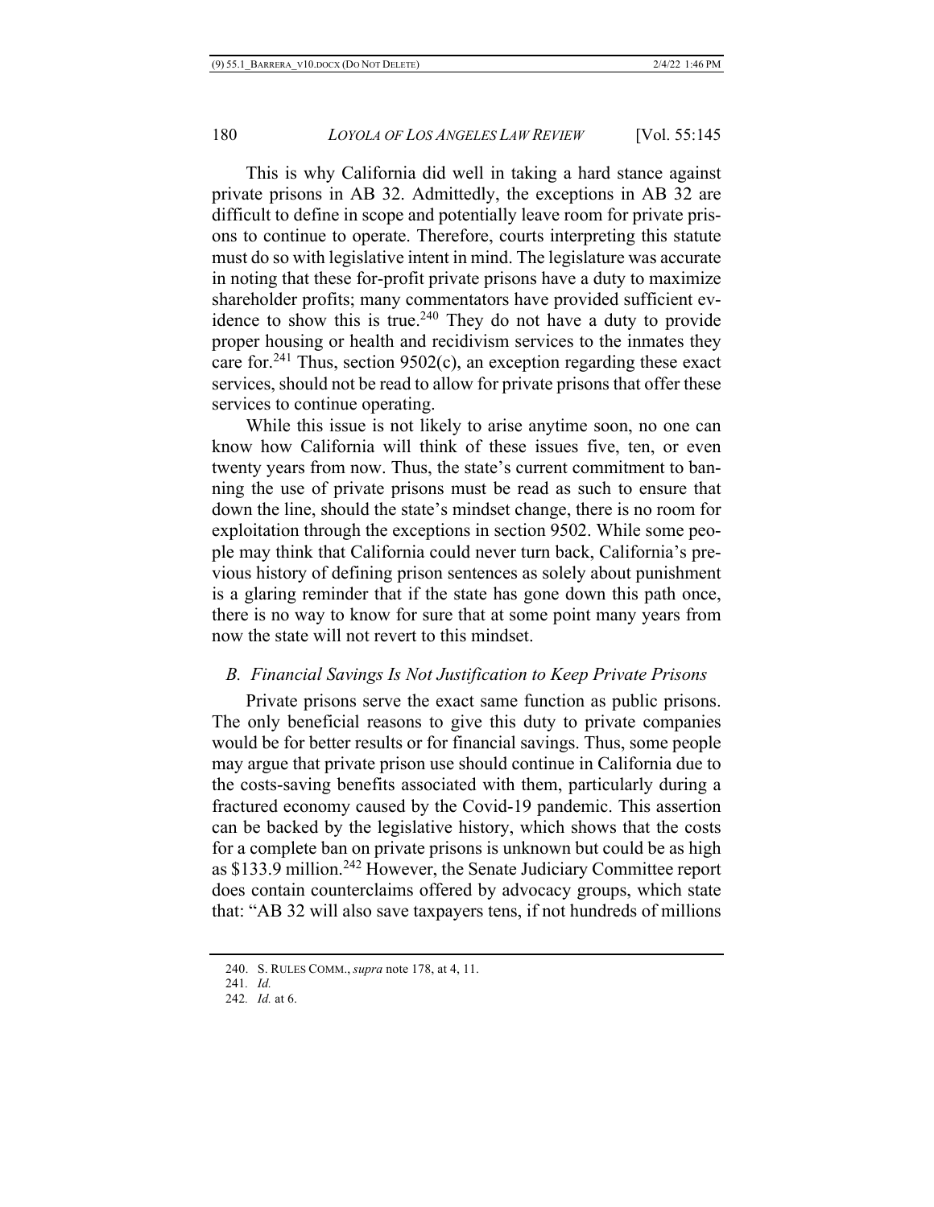This is why California did well in taking a hard stance against private prisons in AB 32. Admittedly, the exceptions in AB 32 are difficult to define in scope and potentially leave room for private prisons to continue to operate. Therefore, courts interpreting this statute must do so with legislative intent in mind. The legislature was accurate in noting that these for-profit private prisons have a duty to maximize shareholder profits; many commentators have provided sufficient evidence to show this is true.[240] They do not have a duty to provide proper housing or health and recidivism services to the inmates they care for.[241] Thus, section 9502(c), an exception regarding these exact services, should not be read to allow for private prisons that offer these services to continue operating.

While this issue is not likely to arise anytime soon, no one can know how California will think of these issues five, ten, or even twenty years from now. Thus, the state's current commitment to banning the use of private prisons must be read as such to ensure that down the line, should the state's mindset change, there is no room for exploitation through the exceptions in section 9502. While some people may think that California could never turn back, California's previous history of defining prison sentences as solely about punishment is a glaring reminder that if the state has gone down this path once, there is no way to know for sure that at some point many years from now the state will not revert to this mindset.

### *B. Financial Savings Is Not Justification to Keep Private Prisons*

Private prisons serve the exact same function as public prisons. The only beneficial reasons to give this duty to private companies would be for better results or for financial savings. Thus, some people may argue that private prison use should continue in California due to the costs-saving benefits associated with them, particularly during a fractured economy caused by the Covid-19 pandemic. This assertion can be backed by the legislative history, which shows that the costs for a complete ban on private prisons is unknown but could be as high as \$133.9 million.[242] However, the Senate Judiciary Committee report does contain counterclaims offered by advocacy groups, which state that: "AB 32 will also save taxpayers tens, if not hundreds of millions

240. S. RULES COMM., *supra* note 178, at 4, 11.

241. *Id.*

242. *Id.* at 6.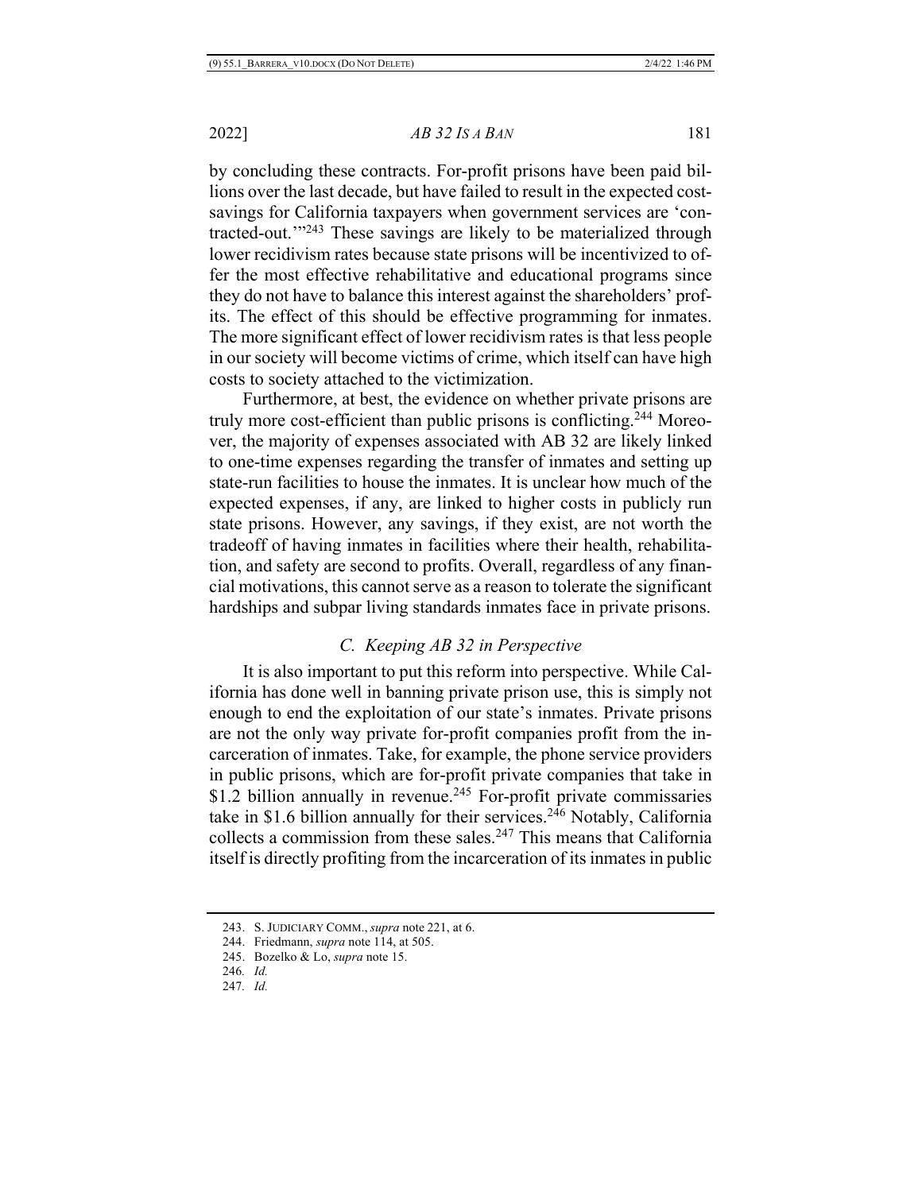by concluding these contracts. For-profit prisons have been paid billions over the last decade, but have failed to result in the expected cost-savings for California taxpayers when government services are 'contracted-out.'"[243] These savings are likely to be materialized through lower recidivism rates because state prisons will be incentivized to offer the most effective rehabilitative and educational programs since they do not have to balance this interest against the shareholders' profits. The effect of this should be effective programming for inmates. The more significant effect of lower recidivism rates is that less people in our society will become victims of crime, which itself can have high costs to society attached to the victimization.

Furthermore, at best, the evidence on whether private prisons are truly more cost-efficient than public prisons is conflicting.[244] Moreover, the majority of expenses associated with AB 32 are likely linked to one-time expenses regarding the transfer of inmates and setting up state-run facilities to house the inmates. It is unclear how much of the expected expenses, if any, are linked to higher costs in publicly run state prisons. However, any savings, if they exist, are not worth the tradeoff of having inmates in facilities where their health, rehabilitation, and safety are second to profits. Overall, regardless of any financial motivations, this cannot serve as a reason to tolerate the significant hardships and subpar living standards inmates face in private prisons.

### *C. Keeping AB 32 in Perspective*

It is also important to put this reform into perspective. While California has done well in banning private prison use, this is simply not enough to end the exploitation of our state's inmates. Private prisons are not the only way private for-profit companies profit from the incarceration of inmates. Take, for example, the phone service providers in public prisons, which are for-profit private companies that take in \$1.2 billion annually in revenue.[245] For-profit private commissaries take in \$1.6 billion annually for their services.[246] Notably, California collects a commission from these sales.[247] This means that California itself is directly profiting from the incarceration of its inmates in public

---

243. S. JUDICIARY COMM., *supra* note 221, at 6.

244. Friedmann, *supra* note 114, at 505.

245. Bozelko & Lo, *supra* note 15.

246. *Id.*

247. *Id.*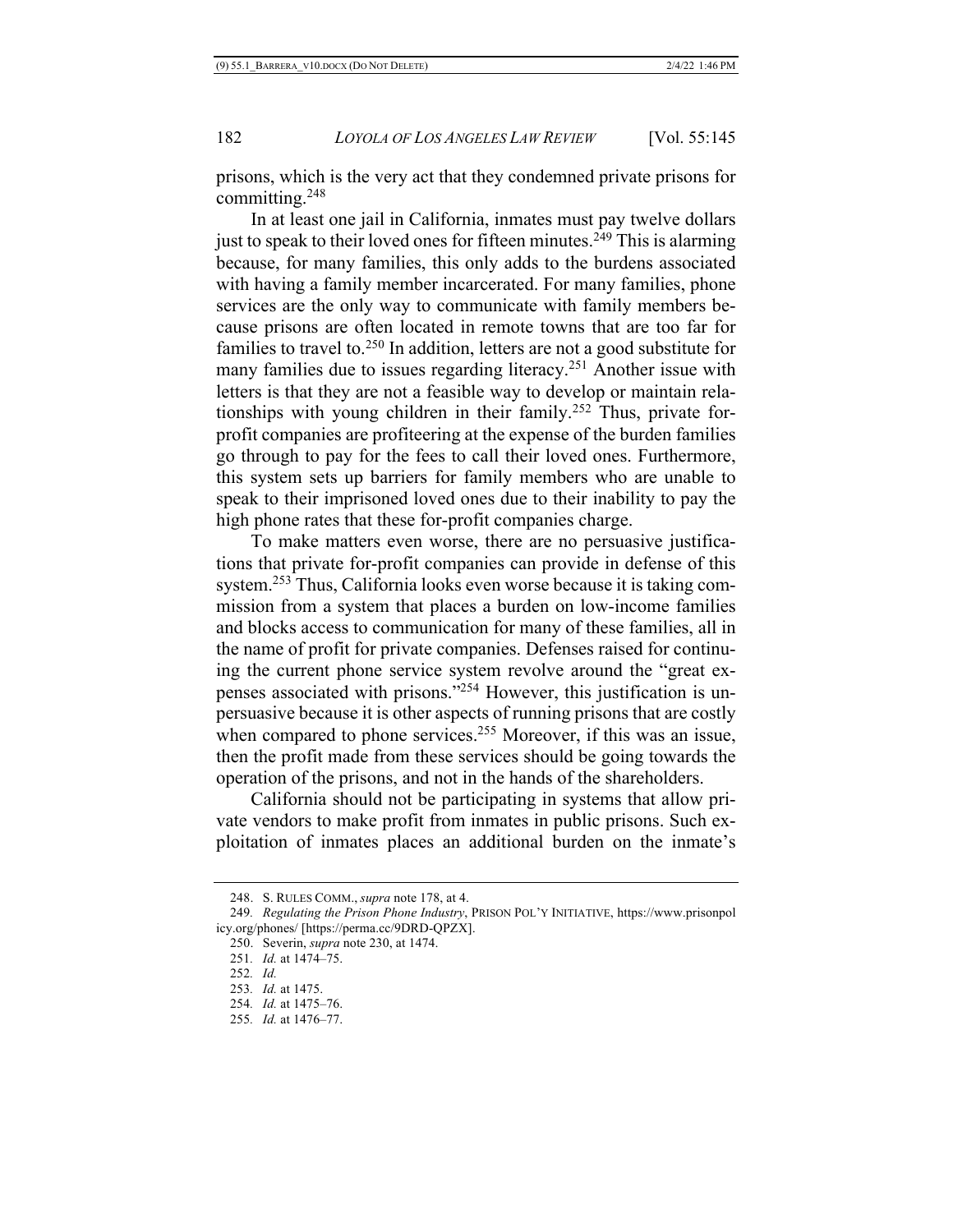prisons, which is the very act that they condemned private prisons for committing.[248]

In at least one jail in California, inmates must pay twelve dollars just to speak to their loved ones for fifteen minutes.[249] This is alarming because, for many families, this only adds to the burdens associated with having a family member incarcerated. For many families, phone services are the only way to communicate with family members because prisons are often located in remote towns that are too far for families to travel to.[250] In addition, letters are not a good substitute for many families due to issues regarding literacy.[251] Another issue with letters is that they are not a feasible way to develop or maintain relationships with young children in their family.[252] Thus, private for-profit companies are profiteering at the expense of the burden families go through to pay for the fees to call their loved ones. Furthermore, this system sets up barriers for family members who are unable to speak to their imprisoned loved ones due to their inability to pay the high phone rates that these for-profit companies charge.

To make matters even worse, there are no persuasive justifications that private for-profit companies can provide in defense of this system.[253] Thus, California looks even worse because it is taking commission from a system that places a burden on low-income families and blocks access to communication for many of these families, all in the name of profit for private companies. Defenses raised for continuing the current phone service system revolve around the "great expenses associated with prisons."[254] However, this justification is unpersuasive because it is other aspects of running prisons that are costly when compared to phone services.[255] Moreover, if this was an issue, then the profit made from these services should be going towards the operation of the prisons, and not in the hands of the shareholders.

California should not be participating in systems that allow private vendors to make profit from inmates in public prisons. Such exploitation of inmates places an additional burden on the inmate's

---

248. S. RULES COMM., *supra* note 178, at 4.

249. *Regulating the Prison Phone Industry*, PRISON POL'Y INITIATIVE, https://www.prisonpolicy.org/phones/ [https://perma.cc/9DRD-QPZX].

250. Severin, *supra* note 230, at 1474.

251. *Id.* at 1474–75.

252. *Id.*

253. *Id.* at 1475.

254. *Id.* at 1475–76.

255. *Id.* at 1476–77.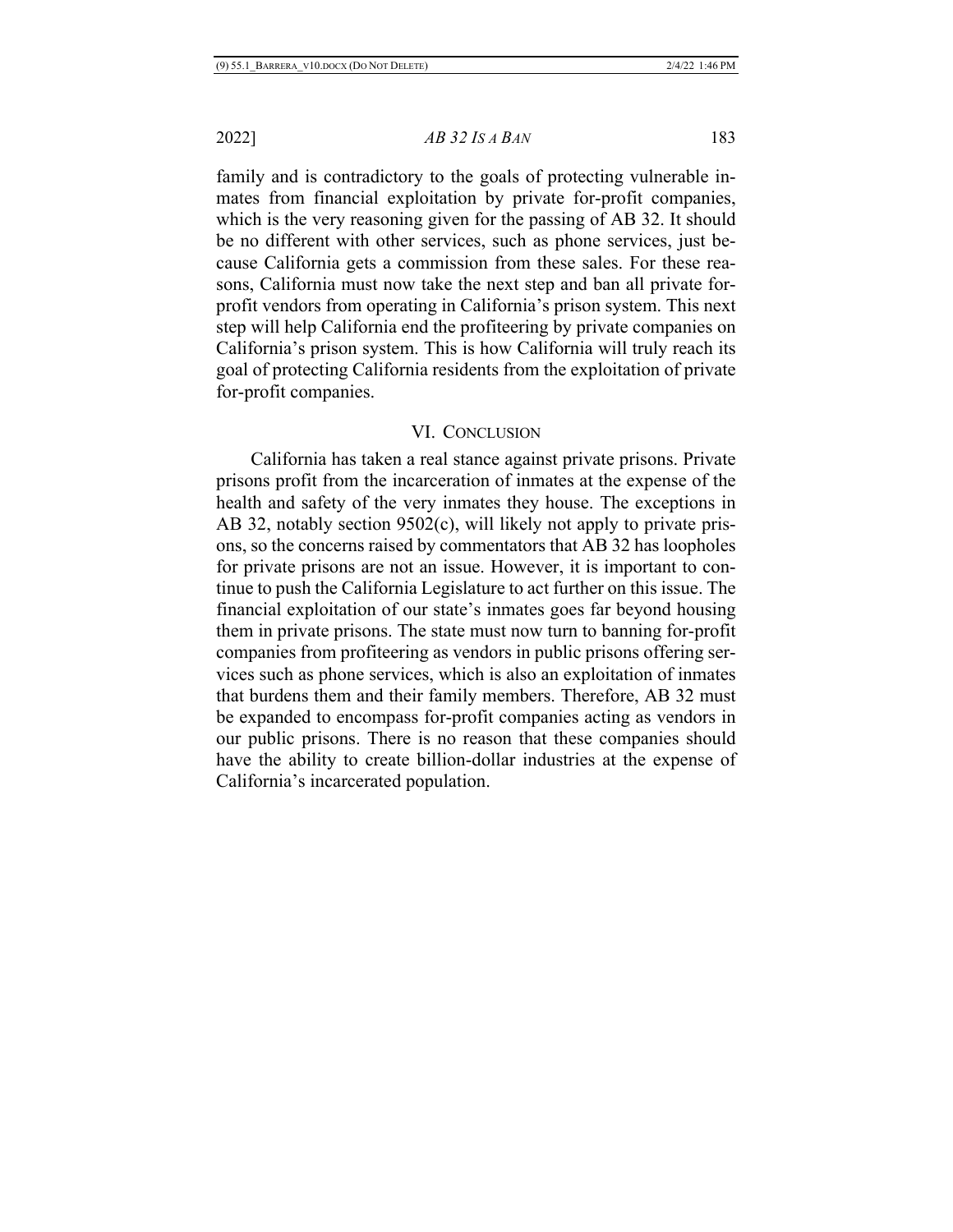family and is contradictory to the goals of protecting vulnerable inmates from financial exploitation by private for-profit companies, which is the very reasoning given for the passing of AB 32. It should be no different with other services, such as phone services, just because California gets a commission from these sales. For these reasons, California must now take the next step and ban all private for-profit vendors from operating in California's prison system. This next step will help California end the profiteering by private companies on California's prison system. This is how California will truly reach its goal of protecting California residents from the exploitation of private for-profit companies.

## VI. CONCLUSION

California has taken a real stance against private prisons. Private prisons profit from the incarceration of inmates at the expense of the health and safety of the very inmates they house. The exceptions in AB 32, notably section 9502(c), will likely not apply to private prisons, so the concerns raised by commentators that AB 32 has loopholes for private prisons are not an issue. However, it is important to continue to push the California Legislature to act further on this issue. The financial exploitation of our state's inmates goes far beyond housing them in private prisons. The state must now turn to banning for-profit companies from profiteering as vendors in public prisons offering services such as phone services, which is also an exploitation of inmates that burdens them and their family members. Therefore, AB 32 must be expanded to encompass for-profit companies acting as vendors in our public prisons. There is no reason that these companies should have the ability to create billion-dollar industries at the expense of California's incarcerated population.